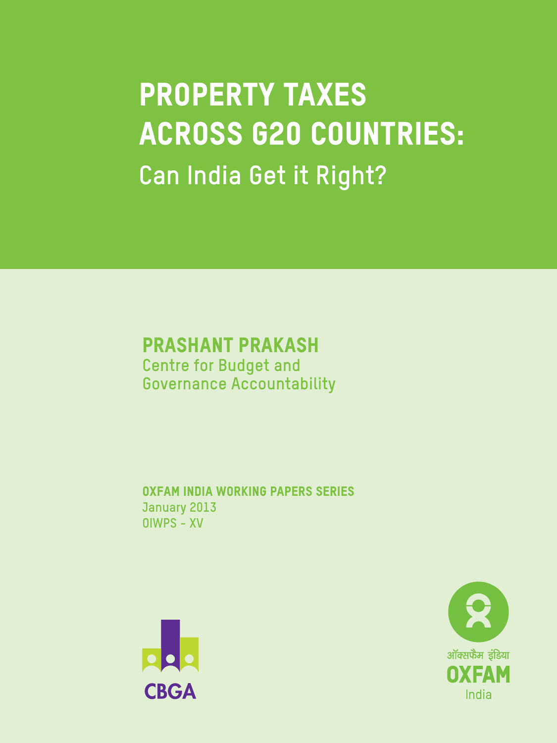# PROPERTY TAXES ACROSS G20 COUNTRIES:

## Can India Get it Right?

**PRASHANT PRAKASH**
Centre for Budget and Governance Accountability

**OXFAM INDIA WORKING PAPERS SERIES**
January 2013
OIWPS - XV

CBGA

ऑक्सफैम इंडिया
OXFAM
India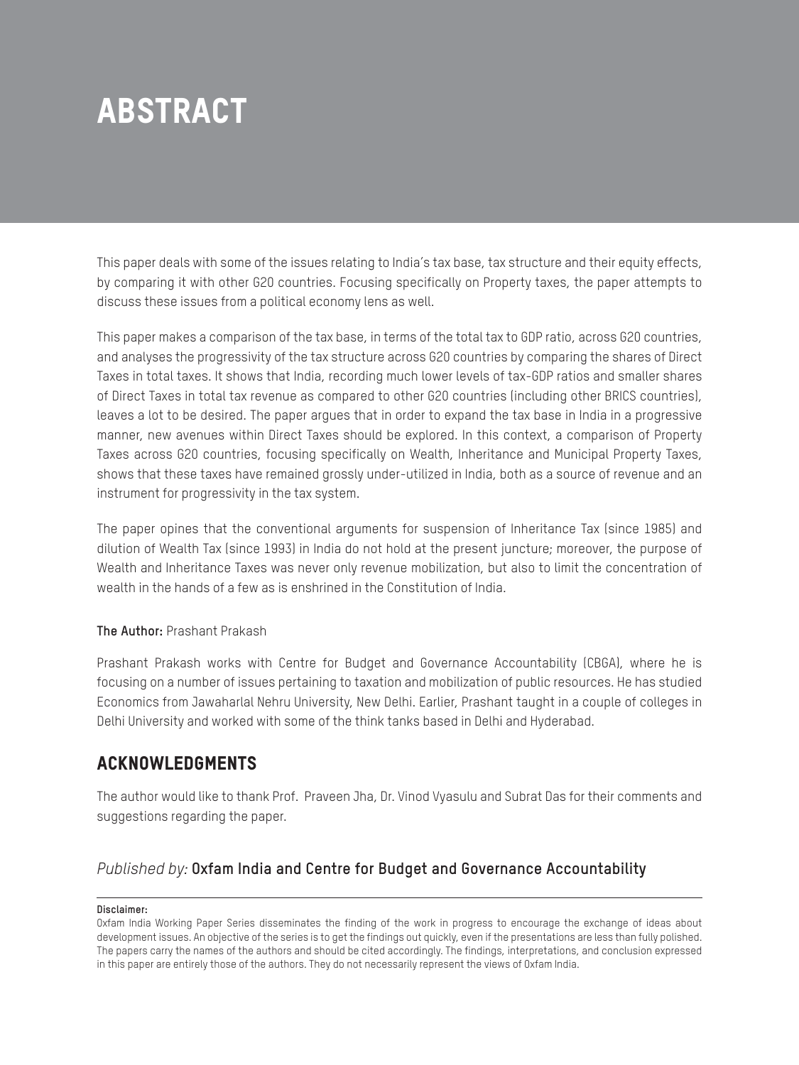# ABSTRACT

This paper deals with some of the issues relating to India's tax base, tax structure and their equity effects, by comparing it with other G20 countries. Focusing specifically on Property taxes, the paper attempts to discuss these issues from a political economy lens as well.

This paper makes a comparison of the tax base, in terms of the total tax to GDP ratio, across G20 countries, and analyses the progressivity of the tax structure across G20 countries by comparing the shares of Direct Taxes in total taxes. It shows that India, recording much lower levels of tax-GDP ratios and smaller shares of Direct Taxes in total tax revenue as compared to other G20 countries (including other BRICS countries), leaves a lot to be desired. The paper argues that in order to expand the tax base in India in a progressive manner, new avenues within Direct Taxes should be explored. In this context, a comparison of Property Taxes across G20 countries, focusing specifically on Wealth, Inheritance and Municipal Property Taxes, shows that these taxes have remained grossly under-utilized in India, both as a source of revenue and an instrument for progressivity in the tax system.

The paper opines that the conventional arguments for suspension of Inheritance Tax (since 1985) and dilution of Wealth Tax (since 1993) in India do not hold at the present juncture; moreover, the purpose of Wealth and Inheritance Taxes was never only revenue mobilization, but also to limit the concentration of wealth in the hands of a few as is enshrined in the Constitution of India.

**The Author:** Prashant Prakash

Prashant Prakash works with Centre for Budget and Governance Accountability (CBGA), where he is focusing on a number of issues pertaining to taxation and mobilization of public resources. He has studied Economics from Jawaharlal Nehru University, New Delhi. Earlier, Prashant taught in a couple of colleges in Delhi University and worked with some of the think tanks based in Delhi and Hyderabad.

## ACKNOWLEDGMENTS

The author would like to thank Prof. Praveen Jha, Dr. Vinod Vyasulu and Subrat Das for their comments and suggestions regarding the paper.

*Published by:* **Oxfam India and Centre for Budget and Governance Accountability**

**Disclaimer:**
Oxfam India Working Paper Series disseminates the finding of the work in progress to encourage the exchange of ideas about development issues. An objective of the series is to get the findings out quickly, even if the presentations are less than fully polished. The papers carry the names of the authors and should be cited accordingly. The findings, interpretations, and conclusion expressed in this paper are entirely those of the authors. They do not necessarily represent the views of Oxfam India.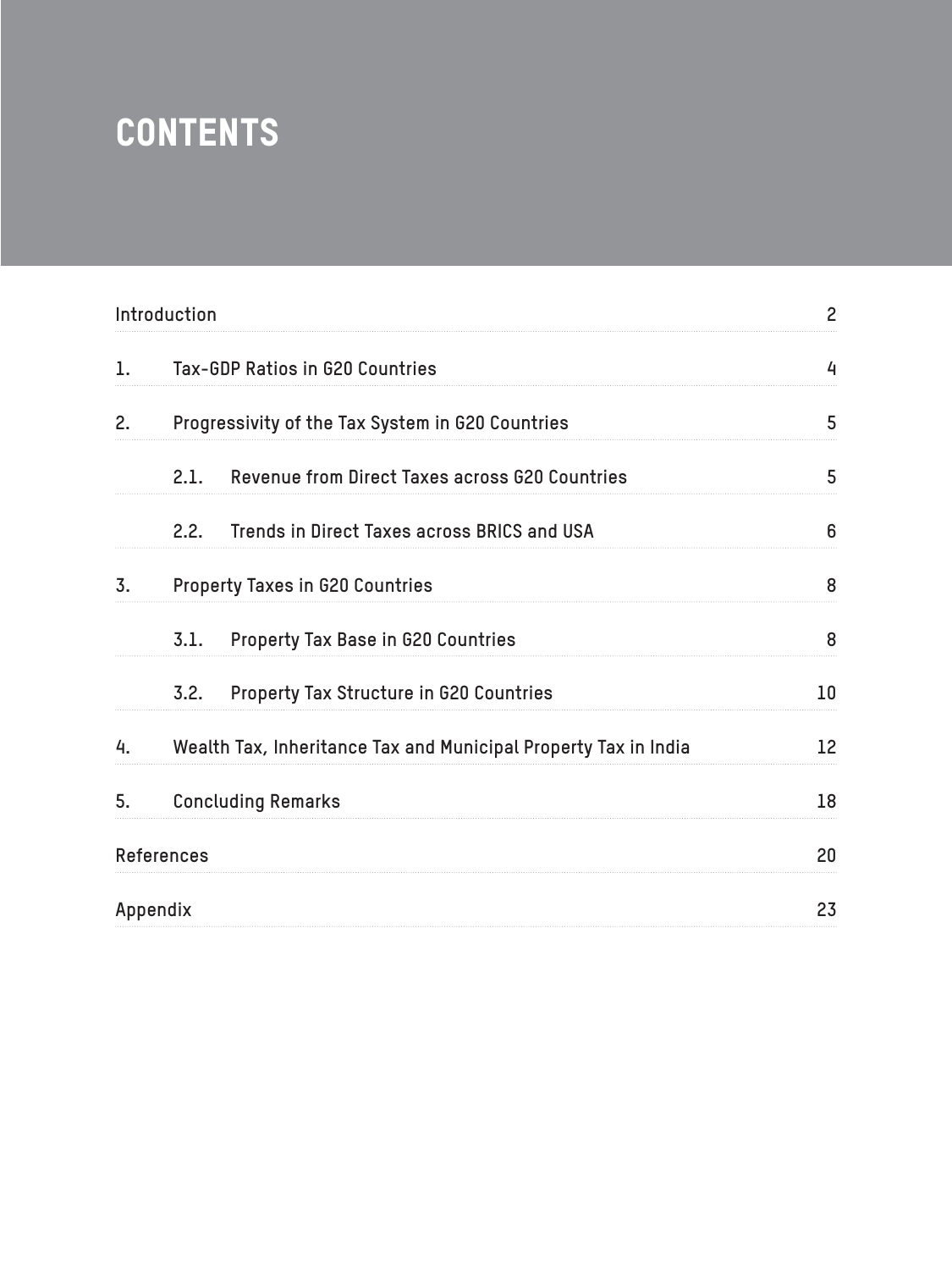# CONTENTS

| | | |
|---|---|---|
| Introduction | | 2 |
| 1. | Tax-GDP Ratios in G20 Countries | 4 |
| 2. | Progressivity of the Tax System in G20 Countries | 5 |
| | 2.1. Revenue from Direct Taxes across G20 Countries | 5 |
| | 2.2. Trends in Direct Taxes across BRICS and USA | 6 |
| 3. | Property Taxes in G20 Countries | 8 |
| | 3.1. Property Tax Base in G20 Countries | 8 |
| | 3.2. Property Tax Structure in G20 Countries | 10 |
| 4. | Wealth Tax, Inheritance Tax and Municipal Property Tax in India | 12 |
| 5. | Concluding Remarks | 18 |
| References | | 20 |
| Appendix | | 23 |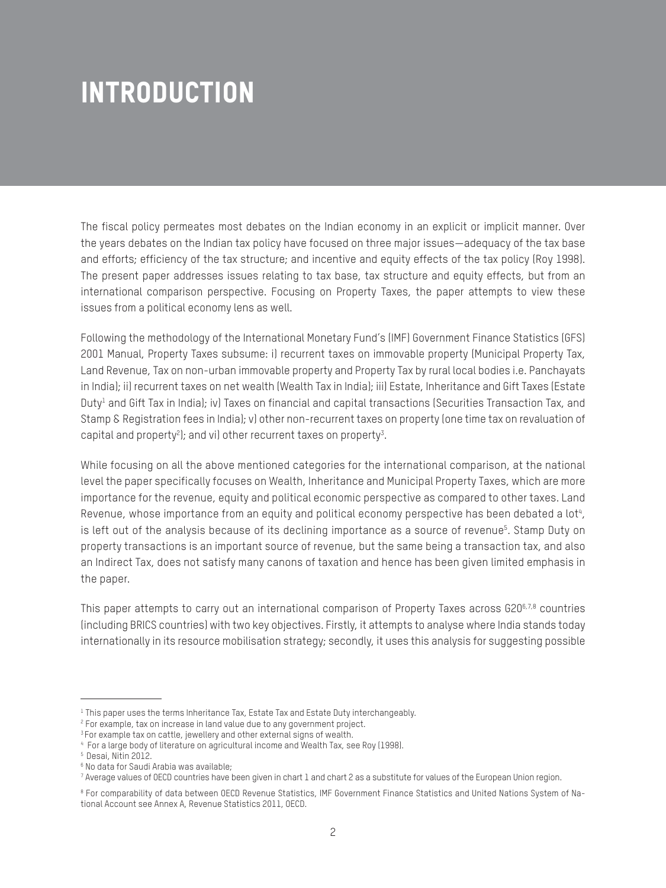# INTRODUCTION

The fiscal policy permeates most debates on the Indian economy in an explicit or implicit manner. Over the years debates on the Indian tax policy have focused on three major issues—adequacy of the tax base and efforts; efficiency of the tax structure; and incentive and equity effects of the tax policy (Roy 1998). The present paper addresses issues relating to tax base, tax structure and equity effects, but from an international comparison perspective. Focusing on Property Taxes, the paper attempts to view these issues from a political economy lens as well.

Following the methodology of the International Monetary Fund's (IMF) Government Finance Statistics (GFS) 2001 Manual, Property Taxes subsume: i) recurrent taxes on immovable property (Municipal Property Tax, Land Revenue, Tax on non-urban immovable property and Property Tax by rural local bodies i.e. Panchayats in India); ii) recurrent taxes on net wealth (Wealth Tax in India); iii) Estate, Inheritance and Gift Taxes (Estate Duty[1] and Gift Tax in India); iv) Taxes on financial and capital transactions (Securities Transaction Tax, and Stamp & Registration fees in India); v) other non-recurrent taxes on property (one time tax on revaluation of capital and property[2]); and vi) other recurrent taxes on property[3].

While focusing on all the above mentioned categories for the international comparison, at the national level the paper specifically focuses on Wealth, Inheritance and Municipal Property Taxes, which are more importance for the revenue, equity and political economic perspective as compared to other taxes. Land Revenue, whose importance from an equity and political economy perspective has been debated a lot[4], is left out of the analysis because of its declining importance as a source of revenue[5]. Stamp Duty on property transactions is an important source of revenue, but the same being a transaction tax, and also an Indirect Tax, does not satisfy many canons of taxation and hence has been given limited emphasis in the paper.

This paper attempts to carry out an international comparison of Property Taxes across G20[6,7,8] countries (including BRICS countries) with two key objectives. Firstly, it attempts to analyse where India stands today internationally in its resource mobilisation strategy; secondly, it uses this analysis for suggesting possible

---

[1] This paper uses the terms Inheritance Tax, Estate Tax and Estate Duty interchangeably.

[2] For example, tax on increase in land value due to any government project.

[3] For example tax on cattle, jewellery and other external signs of wealth.

[4] For a large body of literature on agricultural income and Wealth Tax, see Roy (1998).

[5] Desai, Nitin 2012.

[6] No data for Saudi Arabia was available;

[7] Average values of OECD countries have been given in chart 1 and chart 2 as a substitute for values of the European Union region.

[8] For comparability of data between OECD Revenue Statistics, IMF Government Finance Statistics and United Nations System of National Account see Annex A, Revenue Statistics 2011, OECD.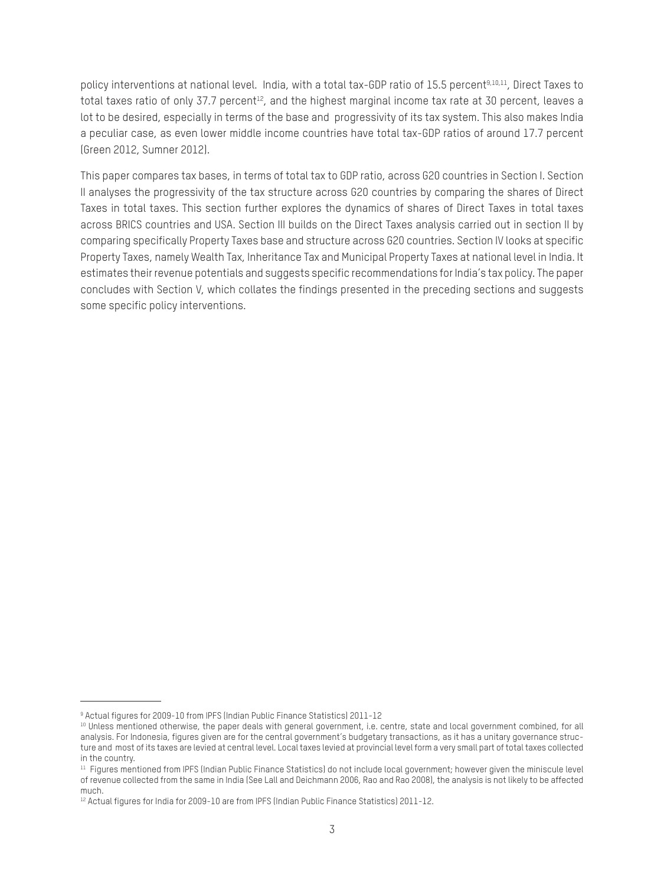policy interventions at national level. India, with a total tax-GDP ratio of 15.5 percent[9,10,11], Direct Taxes to total taxes ratio of only 37.7 percent[12], and the highest marginal income tax rate at 30 percent, leaves a lot to be desired, especially in terms of the base and progressivity of its tax system. This also makes India a peculiar case, as even lower middle income countries have total tax-GDP ratios of around 17.7 percent (Green 2012, Sumner 2012).

This paper compares tax bases, in terms of total tax to GDP ratio, across G20 countries in Section I. Section II analyses the progressivity of the tax structure across G20 countries by comparing the shares of Direct Taxes in total taxes. This section further explores the dynamics of shares of Direct Taxes in total taxes across BRICS countries and USA. Section III builds on the Direct Taxes analysis carried out in section II by comparing specifically Property Taxes base and structure across G20 countries. Section IV looks at specific Property Taxes, namely Wealth Tax, Inheritance Tax and Municipal Property Taxes at national level in India. It estimates their revenue potentials and suggests specific recommendations for India's tax policy. The paper concludes with Section V, which collates the findings presented in the preceding sections and suggests some specific policy interventions.

---

[9] Actual figures for 2009-10 from IPFS (Indian Public Finance Statistics) 2011-12

[10] Unless mentioned otherwise, the paper deals with general government, i.e. centre, state and local government combined, for all analysis. For Indonesia, figures given are for the central government's budgetary transactions, as it has a unitary governance structure and most of its taxes are levied at central level. Local taxes levied at provincial level form a very small part of total taxes collected in the country.

[11] Figures mentioned from IPFS (Indian Public Finance Statistics) do not include local government; however given the miniscule level of revenue collected from the same in India (See Lall and Deichmann 2006, Rao and Rao 2008), the analysis is not likely to be affected much.

[12] Actual figures for India for 2009-10 are from IPFS (Indian Public Finance Statistics) 2011-12.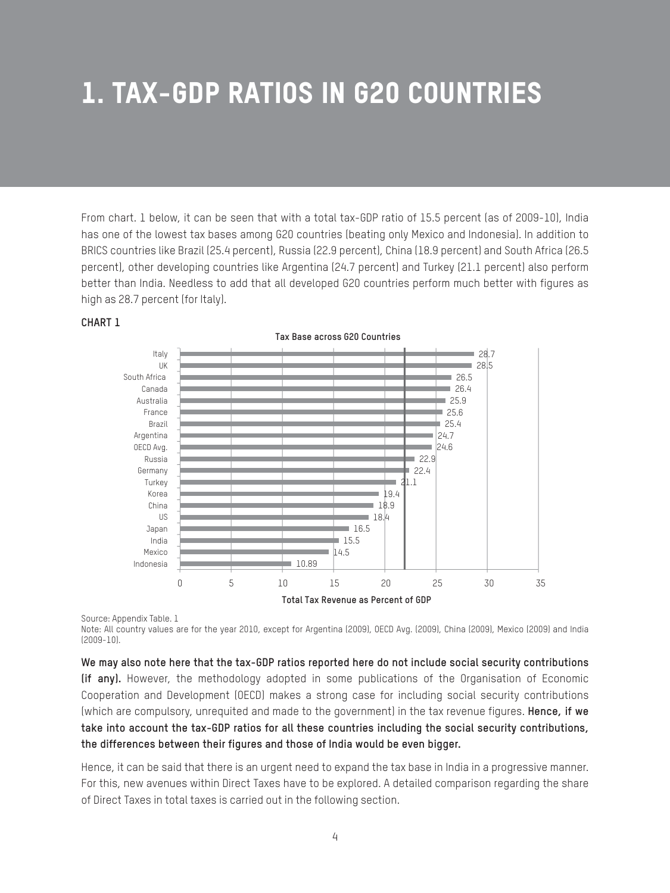# 1. TAX-GDP RATIOS IN G20 COUNTRIES

From chart. 1 below, it can be seen that with a total tax-GDP ratio of 15.5 percent (as of 2009-10), India has one of the lowest tax bases among G20 countries (beating only Mexico and Indonesia). In addition to BRICS countries like Brazil (25.4 percent), Russia (22.9 percent), China (18.9 percent) and South Africa (26.5 percent), other developing countries like Argentina (24.7 percent) and Turkey (21.1 percent) also perform better than India. Needless to add that all developed G20 countries perform much better with figures as high as 28.7 percent (for Italy).

**CHART 1**

**Tax Base across G20 Countries**

| Country | Total Tax Revenue as Percent of GDP |
|---|---|
| Italy | 28.7 |
| UK | 28.5 |
| South Africa | 26.5 |
| Canada | 26.4 |
| Australia | 25.9 |
| France | 25.6 |
| Brazil | 25.4 |
| Argentina | 24.7 |
| OECD Avg. | 24.6 |
| Russia | 22.9 |
| Germany | 22.4 |
| Turkey | 21.1 |
| Korea | 19.4 |
| China | 18.9 |
| US | 18.4 |
| Japan | 16.5 |
| India | 15.5 |
| Mexico | 14.5 |
| Indonesia | 10.89 |

Source: Appendix Table. 1

Note: All country values are for the year 2010, except for Argentina (2009), OECD Avg. (2009), China (2009), Mexico (2009) and India (2009-10).

**We may also note here that the tax-GDP ratios reported here do not include social security contributions (if any).** However, the methodology adopted in some publications of the Organisation of Economic Cooperation and Development (OECD) makes a strong case for including social security contributions (which are compulsory, unrequited and made to the government) in the tax revenue figures. **Hence, if we take into account the tax-GDP ratios for all these countries including the social security contributions, the differences between their figures and those of India would be even bigger.**

Hence, it can be said that there is an urgent need to expand the tax base in India in a progressive manner. For this, new avenues within Direct Taxes have to be explored. A detailed comparison regarding the share of Direct Taxes in total taxes is carried out in the following section.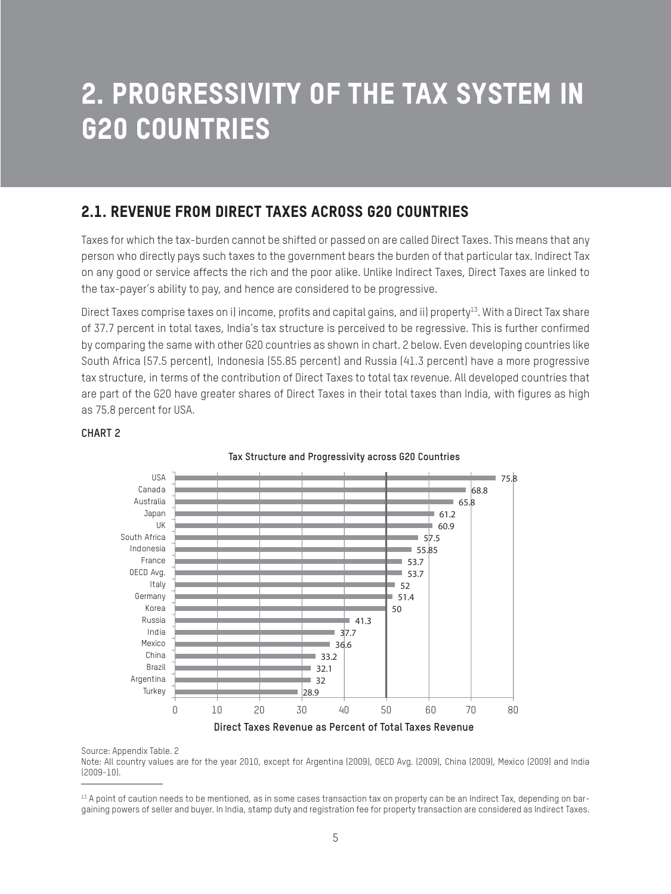# 2. PROGRESSIVITY OF THE TAX SYSTEM IN G20 COUNTRIES

## 2.1. REVENUE FROM DIRECT TAXES ACROSS G20 COUNTRIES

Taxes for which the tax-burden cannot be shifted or passed on are called Direct Taxes. This means that any person who directly pays such taxes to the government bears the burden of that particular tax. Indirect Tax on any good or service affects the rich and the poor alike. Unlike Indirect Taxes, Direct Taxes are linked to the tax-payer's ability to pay, and hence are considered to be progressive.

Direct Taxes comprise taxes on i) income, profits and capital gains, and ii) property[13]. With a Direct Tax share of 37.7 percent in total taxes, India's tax structure is perceived to be regressive. This is further confirmed by comparing the same with other G20 countries as shown in chart. 2 below. Even developing countries like South Africa (57.5 percent), Indonesia (55.85 percent) and Russia (41.3 percent) have a more progressive tax structure, in terms of the contribution of Direct Taxes to total tax revenue. All developed countries that are part of the G20 have greater shares of Direct Taxes in their total taxes than India, with figures as high as 75.8 percent for USA.

**CHART 2**

**Tax Structure and Progressivity across G20 Countries**

| Country | Direct Taxes Revenue as Percent of Total Taxes Revenue |
|---|---|
| USA | 75.8 |
| Canada | 68.8 |
| Australia | 65.8 |
| Japan | 61.2 |
| UK | 60.9 |
| South Africa | 57.5 |
| Indonesia | 55.85 |
| France | 53.7 |
| OECD Avg. | 53.7 |
| Italy | 52 |
| Germany | 51.4 |
| Korea | 50 |
| Russia | 41.3 |
| India | 37.7 |
| Mexico | 36.6 |
| China | 33.2 |
| Brazil | 32.1 |
| Argentina | 32 |
| Turkey | 28.9 |

Source: Appendix Table. 2

Note: All country values are for the year 2010, except for Argentina (2009), OECD Avg. (2009), China (2009), Mexico (2009) and India (2009-10).

[13] A point of caution needs to be mentioned, as in some cases transaction tax on property can be an Indirect Tax, depending on bargaining powers of seller and buyer. In India, stamp duty and registration fee for property transaction are considered as Indirect Taxes.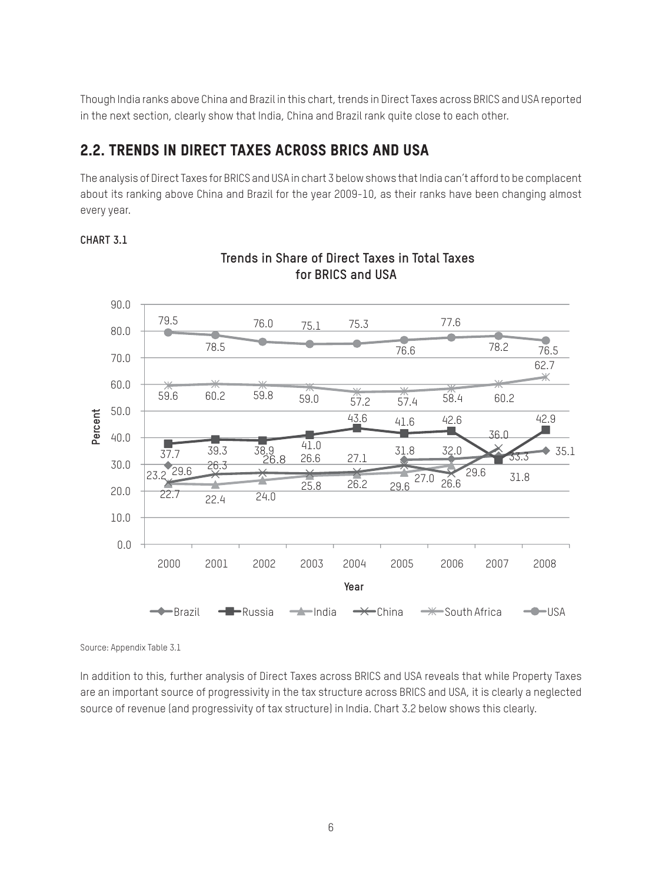Though India ranks above China and Brazil in this chart, trends in Direct Taxes across BRICS and USA reported in the next section, clearly show that India, China and Brazil rank quite close to each other.

## 2.2. TRENDS IN DIRECT TAXES ACROSS BRICS AND USA

The analysis of Direct Taxes for BRICS and USA in chart 3 below shows that India can't afford to be complacent about its ranking above China and Brazil for the year 2009-10, as their ranks have been changing almost every year.

**CHART 3.1**

**Trends in Share of Direct Taxes in Total Taxes for BRICS and USA**

Source: Appendix Table 3.1

In addition to this, further analysis of Direct Taxes across BRICS and USA reveals that while Property Taxes are an important source of progressivity in the tax structure across BRICS and USA, it is clearly a neglected source of revenue (and progressivity of tax structure) in India. Chart 3.2 below shows this clearly.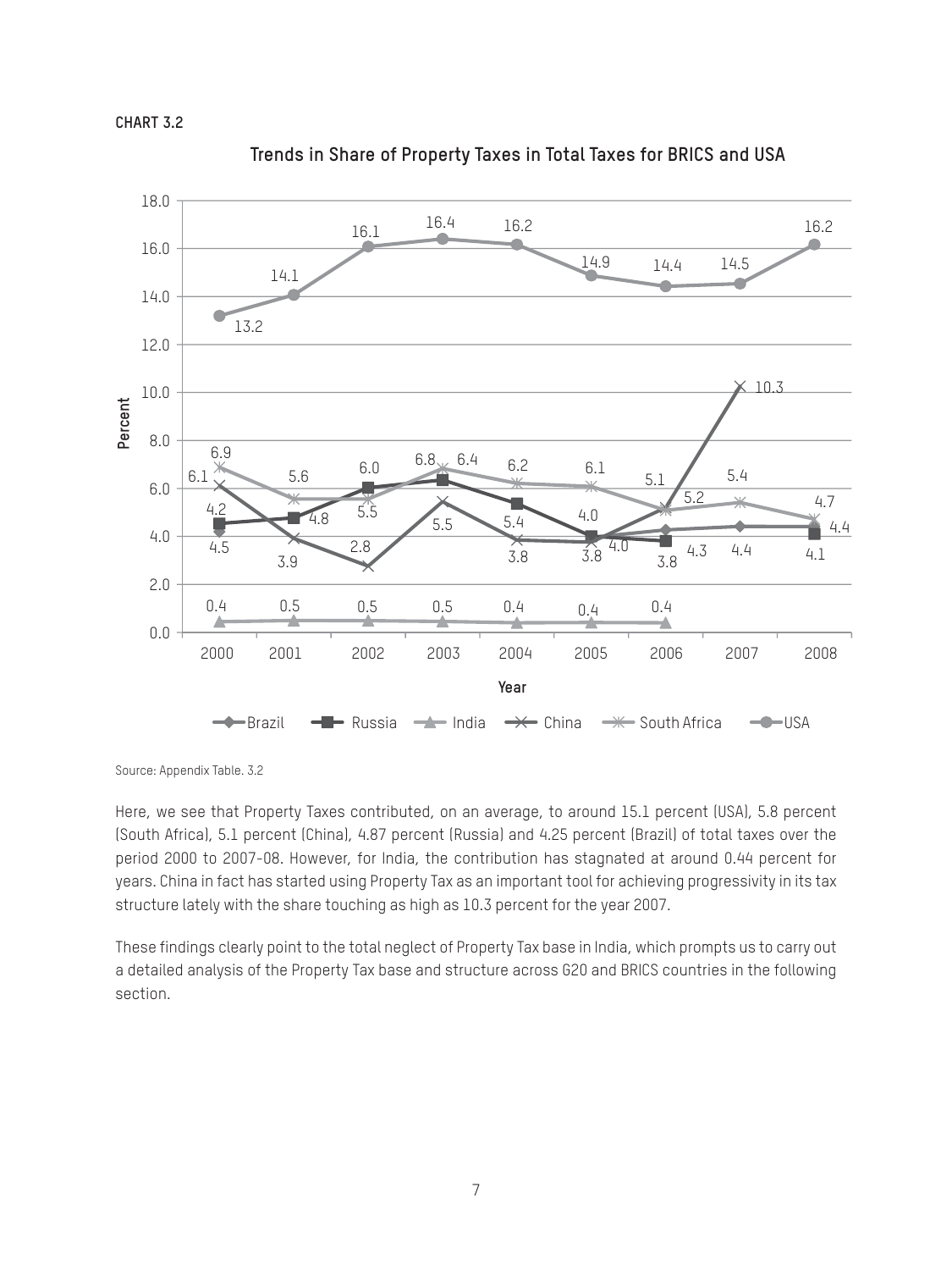**CHART 3.2**

**Trends in Share of Property Taxes in Total Taxes for BRICS and USA**

Source: Appendix Table. 3.2

Here, we see that Property Taxes contributed, on an average, to around 15.1 percent (USA), 5.8 percent (South Africa), 5.1 percent (China), 4.87 percent (Russia) and 4.25 percent (Brazil) of total taxes over the period 2000 to 2007-08. However, for India, the contribution has stagnated at around 0.44 percent for years. China in fact has started using Property Tax as an important tool for achieving progressivity in its tax structure lately with the share touching as high as 10.3 percent for the year 2007.

These findings clearly point to the total neglect of Property Tax base in India, which prompts us to carry out a detailed analysis of the Property Tax base and structure across G20 and BRICS countries in the following section.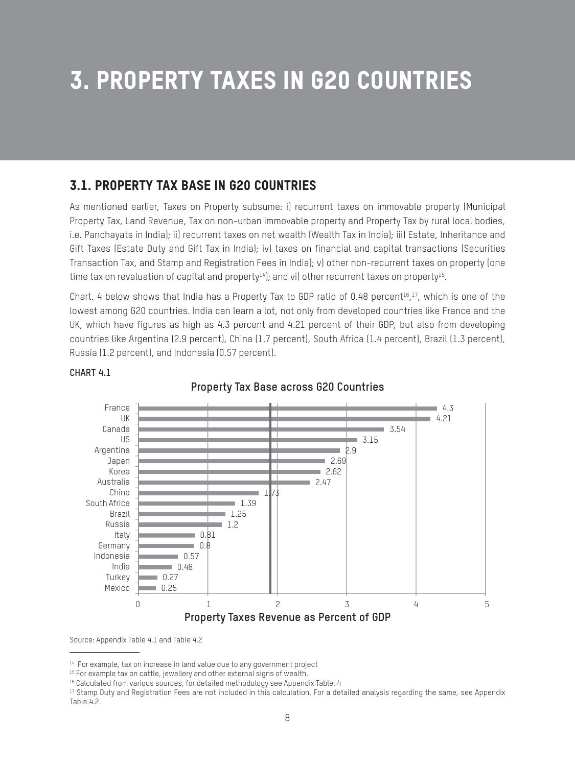# 3. PROPERTY TAXES IN G20 COUNTRIES

## 3.1. PROPERTY TAX BASE IN G20 COUNTRIES

As mentioned earlier, Taxes on Property subsume: i) recurrent taxes on immovable property (Municipal Property Tax, Land Revenue, Tax on non-urban immovable property and Property Tax by rural local bodies, i.e. Panchayats in India); ii) recurrent taxes on net wealth (Wealth Tax in India); iii) Estate, Inheritance and Gift Taxes (Estate Duty and Gift Tax in India); iv) taxes on financial and capital transactions (Securities Transaction Tax, and Stamp and Registration Fees in India); v) other non-recurrent taxes on property (one time tax on revaluation of capital and property[14]); and vi) other recurrent taxes on property[15].

Chart. 4 below shows that India has a Property Tax to GDP ratio of 0.48 percent[16],[17], which is one of the lowest among G20 countries. India can learn a lot, not only from developed countries like France and the UK, which have figures as high as 4.3 percent and 4.21 percent of their GDP, but also from developing countries like Argentina (2.9 percent), China (1.7 percent), South Africa (1.4 percent), Brazil (1.3 percent), Russia (1.2 percent), and Indonesia (0.57 percent).

**CHART 4.1**

**Property Tax Base across G20 Countries**

| Country | Property Taxes Revenue as Percent of GDP |
|---|---|
| France | 4.3 |
| UK | 4.21 |
| Canada | 3.54 |
| US | 3.15 |
| Argentina | 2.9 |
| Japan | 2.69 |
| Korea | 2.62 |
| Australia | 2.47 |
| China | 1.73 |
| South Africa | 1.39 |
| Brazil | 1.25 |
| Russia | 1.2 |
| Italy | 0.81 |
| Germany | 0.8 |
| Indonesia | 0.57 |
| India | 0.48 |
| Turkey | 0.27 |
| Mexico | 0.25 |

Source: Appendix Table 4.1 and Table 4.2

---

[14] For example, tax on increase in land value due to any government project

[15] For example tax on cattle, jewellery and other external signs of wealth.

[16] Calculated from various sources, for detailed methodology see Appendix Table. 4

[17] Stamp Duty and Registration Fees are not included in this calculation. For a detailed analysis regarding the same, see Appendix Table.4.2.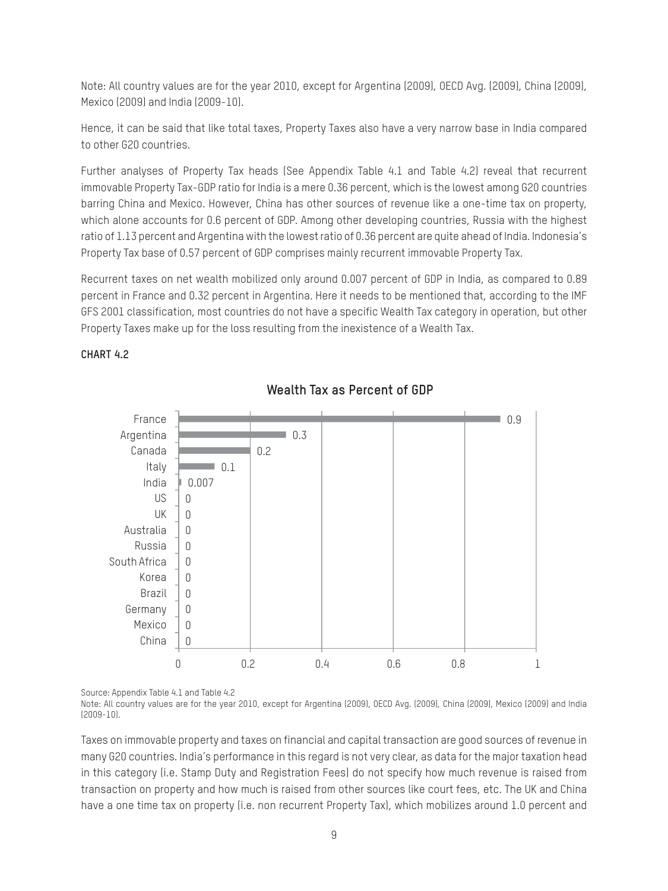Note: All country values are for the year 2010, except for Argentina (2009), OECD Avg. (2009), China (2009), Mexico (2009) and India (2009-10).

Hence, it can be said that like total taxes, Property Taxes also have a very narrow base in India compared to other G20 countries.

Further analyses of Property Tax heads (See Appendix Table 4.1 and Table 4.2) reveal that recurrent immovable Property Tax-GDP ratio for India is a mere 0.36 percent, which is the lowest among G20 countries barring China and Mexico. However, China has other sources of revenue like a one-time tax on property, which alone accounts for 0.6 percent of GDP. Among other developing countries, Russia with the highest ratio of 1.13 percent and Argentina with the lowest ratio of 0.36 percent are quite ahead of India. Indonesia's Property Tax base of 0.57 percent of GDP comprises mainly recurrent immovable Property Tax.

Recurrent taxes on net wealth mobilized only around 0.007 percent of GDP in India, as compared to 0.89 percent in France and 0.32 percent in Argentina. Here it needs to be mentioned that, according to the IMF GFS 2001 classification, most countries do not have a specific Wealth Tax category in operation, but other Property Taxes make up for the loss resulting from the inexistence of a Wealth Tax.

**CHART 4.2**

**Wealth Tax as Percent of GDP**

| Country | Wealth Tax as Percent of GDP |
|---|---|
| France | 0.9 |
| Argentina | 0.3 |
| Canada | 0.2 |
| Italy | 0.1 |
| India | 0.007 |
| US | 0 |
| UK | 0 |
| Australia | 0 |
| Russia | 0 |
| South Africa | 0 |
| Korea | 0 |
| Brazil | 0 |
| Germany | 0 |
| Mexico | 0 |
| China | 0 |

Source: Appendix Table 4.1 and Table 4.2

Note: All country values are for the year 2010, except for Argentina (2009), OECD Avg. (2009), China (2009), Mexico (2009) and India (2009-10).

Taxes on immovable property and taxes on financial and capital transaction are good sources of revenue in many G20 countries. India's performance in this regard is not very clear, as data for the major taxation head in this category (i.e. Stamp Duty and Registration Fees) do not specify how much revenue is raised from transaction on property and how much is raised from other sources like court fees, etc. The UK and China have a one time tax on property (i.e. non recurrent Property Tax), which mobilizes around 1.0 percent and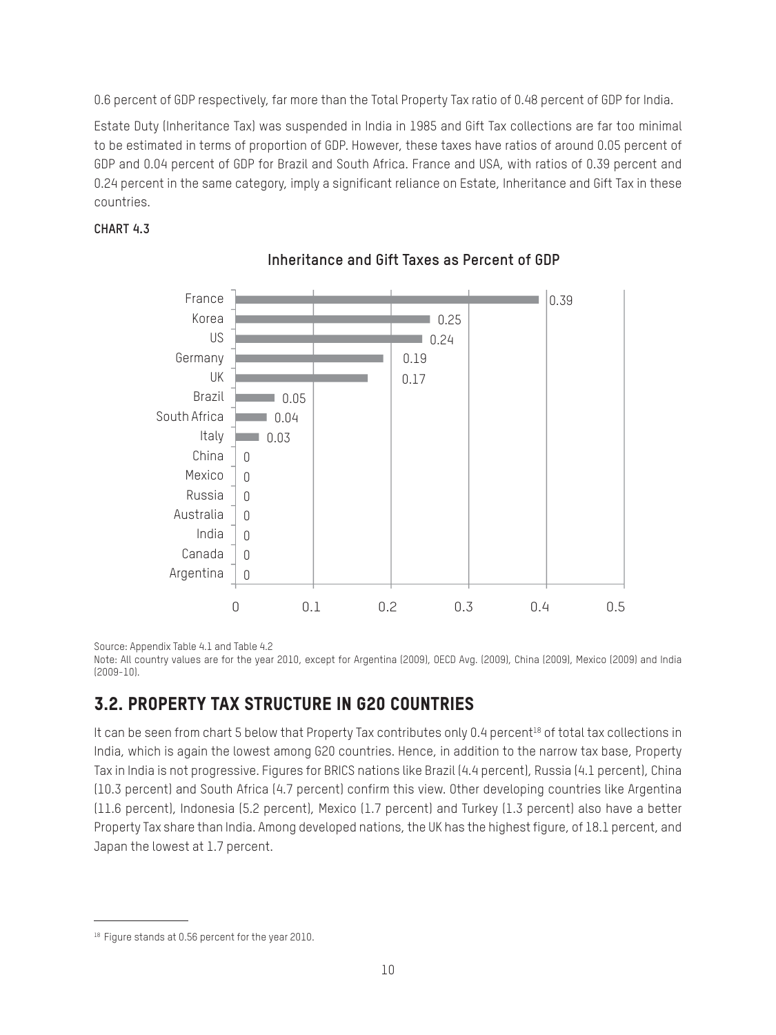0.6 percent of GDP respectively, far more than the Total Property Tax ratio of 0.48 percent of GDP for India.

Estate Duty (Inheritance Tax) was suspended in India in 1985 and Gift Tax collections are far too minimal to be estimated in terms of proportion of GDP. However, these taxes have ratios of around 0.05 percent of GDP and 0.04 percent of GDP for Brazil and South Africa. France and USA, with ratios of 0.39 percent and 0.24 percent in the same category, imply a significant reliance on Estate, Inheritance and Gift Tax in these countries.

**CHART 4.3**

**Inheritance and Gift Taxes as Percent of GDP**

| Country | Percent of GDP |
|---|---|
| France | 0.39 |
| Korea | 0.25 |
| US | 0.24 |
| Germany | 0.19 |
| UK | 0.17 |
| Brazil | 0.05 |
| South Africa | 0.04 |
| Italy | 0.03 |
| China | 0 |
| Mexico | 0 |
| Russia | 0 |
| Australia | 0 |
| India | 0 |
| Canada | 0 |
| Argentina | 0 |

Source: Appendix Table 4.1 and Table 4.2

Note: All country values are for the year 2010, except for Argentina (2009), OECD Avg. (2009), China (2009), Mexico (2009) and India (2009-10).

## 3.2. PROPERTY TAX STRUCTURE IN G20 COUNTRIES

It can be seen from chart 5 below that Property Tax contributes only 0.4 percent[18] of total tax collections in India, which is again the lowest among G20 countries. Hence, in addition to the narrow tax base, Property Tax in India is not progressive. Figures for BRICS nations like Brazil (4.4 percent), Russia (4.1 percent), China (10.3 percent) and South Africa (4.7 percent) confirm this view. Other developing countries like Argentina (11.6 percent), Indonesia (5.2 percent), Mexico (1.7 percent) and Turkey (1.3 percent) also have a better Property Tax share than India. Among developed nations, the UK has the highest figure, of 18.1 percent, and Japan the lowest at 1.7 percent.

[18] Figure stands at 0.56 percent for the year 2010.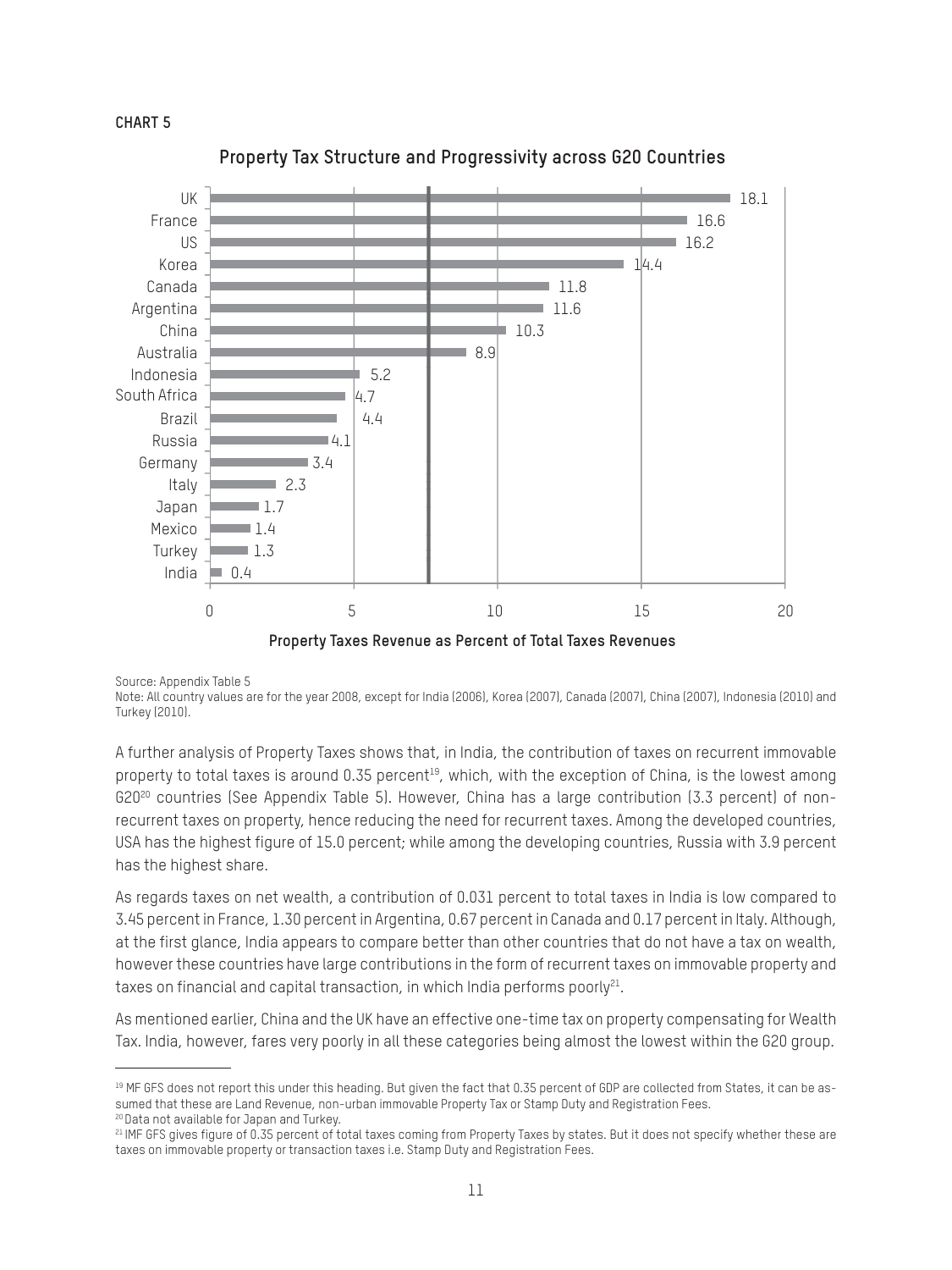**CHART 5**

**Property Tax Structure and Progressivity across G20 Countries**

| Country | Property Taxes Revenue as Percent of Total Taxes Revenues |
|---|---|
| UK | 18.1 |
| France | 16.6 |
| US | 16.2 |
| Korea | 14.4 |
| Canada | 11.8 |
| Argentina | 11.6 |
| China | 10.3 |
| Australia | 8.9 |
| Indonesia | 5.2 |
| South Africa | 4.7 |
| Brazil | 4.4 |
| Russia | 4.1 |
| Germany | 3.4 |
| Italy | 2.3 |
| Japan | 1.7 |
| Mexico | 1.4 |
| Turkey | 1.3 |
| India | 0.4 |

Source: Appendix Table 5

Note: All country values are for the year 2008, except for India (2006), Korea (2007), Canada (2007), China (2007), Indonesia (2010) and Turkey (2010).

A further analysis of Property Taxes shows that, in India, the contribution of taxes on recurrent immovable property to total taxes is around 0.35 percent[19], which, with the exception of China, is the lowest among G20[20] countries (See Appendix Table 5). However, China has a large contribution (3.3 percent) of non-recurrent taxes on property, hence reducing the need for recurrent taxes. Among the developed countries, USA has the highest figure of 15.0 percent; while among the developing countries, Russia with 3.9 percent has the highest share.

As regards taxes on net wealth, a contribution of 0.031 percent to total taxes in India is low compared to 3.45 percent in France, 1.30 percent in Argentina, 0.67 percent in Canada and 0.17 percent in Italy. Although, at the first glance, India appears to compare better than other countries that do not have a tax on wealth, however these countries have large contributions in the form of recurrent taxes on immovable property and taxes on financial and capital transaction, in which India performs poorly[21].

As mentioned earlier, China and the UK have an effective one-time tax on property compensating for Wealth Tax. India, however, fares very poorly in all these categories being almost the lowest within the G20 group.

---

[19] MF GFS does not report this under this heading. But given the fact that 0.35 percent of GDP are collected from States, it can be assumed that these are Land Revenue, non-urban immovable Property Tax or Stamp Duty and Registration Fees.

[20] Data not available for Japan and Turkey.

[21] IMF GFS gives figure of 0.35 percent of total taxes coming from Property Taxes by states. But it does not specify whether these are taxes on immovable property or transaction taxes i.e. Stamp Duty and Registration Fees.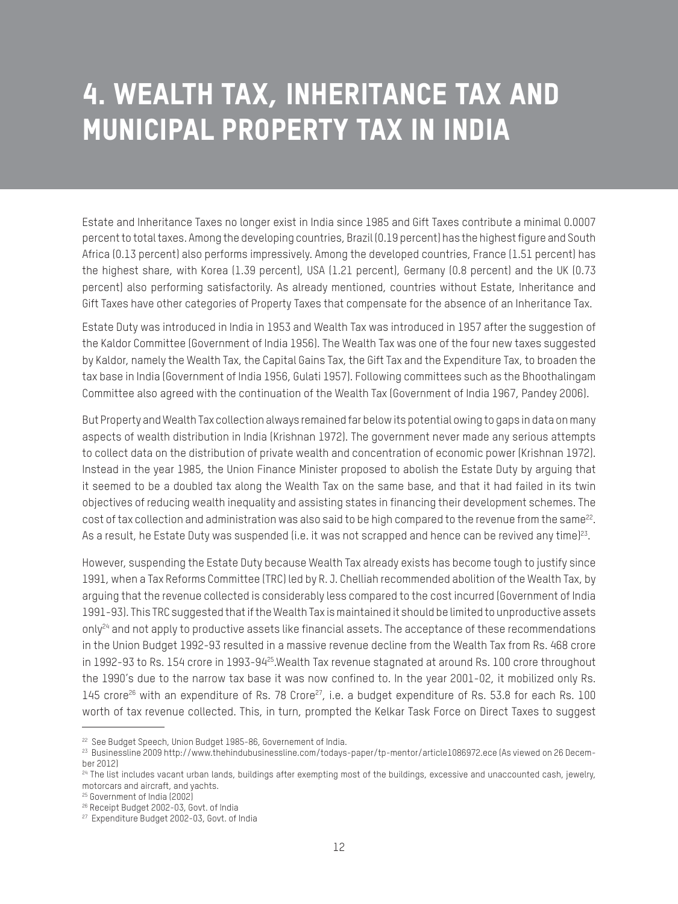# 4. WEALTH TAX, INHERITANCE TAX AND MUNICIPAL PROPERTY TAX IN INDIA

Estate and Inheritance Taxes no longer exist in India since 1985 and Gift Taxes contribute a minimal 0.0007 percent to total taxes. Among the developing countries, Brazil (0.19 percent) has the highest figure and South Africa (0.13 percent) also performs impressively. Among the developed countries, France (1.51 percent) has the highest share, with Korea (1.39 percent), USA (1.21 percent), Germany (0.8 percent) and the UK (0.73 percent) also performing satisfactorily. As already mentioned, countries without Estate, Inheritance and Gift Taxes have other categories of Property Taxes that compensate for the absence of an Inheritance Tax.

Estate Duty was introduced in India in 1953 and Wealth Tax was introduced in 1957 after the suggestion of the Kaldor Committee (Government of India 1956). The Wealth Tax was one of the four new taxes suggested by Kaldor, namely the Wealth Tax, the Capital Gains Tax, the Gift Tax and the Expenditure Tax, to broaden the tax base in India (Government of India 1956, Gulati 1957). Following committees such as the Bhoothalingam Committee also agreed with the continuation of the Wealth Tax (Government of India 1967, Pandey 2006).

But Property and Wealth Tax collection always remained far below its potential owing to gaps in data on many aspects of wealth distribution in India (Krishnan 1972). The government never made any serious attempts to collect data on the distribution of private wealth and concentration of economic power (Krishnan 1972). Instead in the year 1985, the Union Finance Minister proposed to abolish the Estate Duty by arguing that it seemed to be a doubled tax along the Wealth Tax on the same base, and that it had failed in its twin objectives of reducing wealth inequality and assisting states in financing their development schemes. The cost of tax collection and administration was also said to be high compared to the revenue from the same[22]. As a result, he Estate Duty was suspended (i.e. it was not scrapped and hence can be revived any time)[23].

However, suspending the Estate Duty because Wealth Tax already exists has become tough to justify since 1991, when a Tax Reforms Committee (TRC) led by R. J. Chelliah recommended abolition of the Wealth Tax, by arguing that the revenue collected is considerably less compared to the cost incurred (Government of India 1991-93). This TRC suggested that if the Wealth Tax is maintained it should be limited to unproductive assets only[24] and not apply to productive assets like financial assets. The acceptance of these recommendations in the Union Budget 1992-93 resulted in a massive revenue decline from the Wealth Tax from Rs. 468 crore in 1992-93 to Rs. 154 crore in 1993-94[25].Wealth Tax revenue stagnated at around Rs. 100 crore throughout the 1990's due to the narrow tax base it was now confined to. In the year 2001-02, it mobilized only Rs. 145 crore[26] with an expenditure of Rs. 78 Crore[27], i.e. a budget expenditure of Rs. 53.8 for each Rs. 100 worth of tax revenue collected. This, in turn, prompted the Kelkar Task Force on Direct Taxes to suggest

---

[22] See Budget Speech, Union Budget 1985-86, Governement of India.

[23] Businessline 2009 http://www.thehindubusinessline.com/todays-paper/tp-mentor/article1086972.ece (As viewed on 26 December 2012)

[24] The list includes vacant urban lands, buildings after exempting most of the buildings, excessive and unaccounted cash, jewelry, motorcars and aircraft, and yachts.

[25] Government of India (2002)

[26] Receipt Budget 2002-03, Govt. of India

[27] Expenditure Budget 2002-03, Govt. of India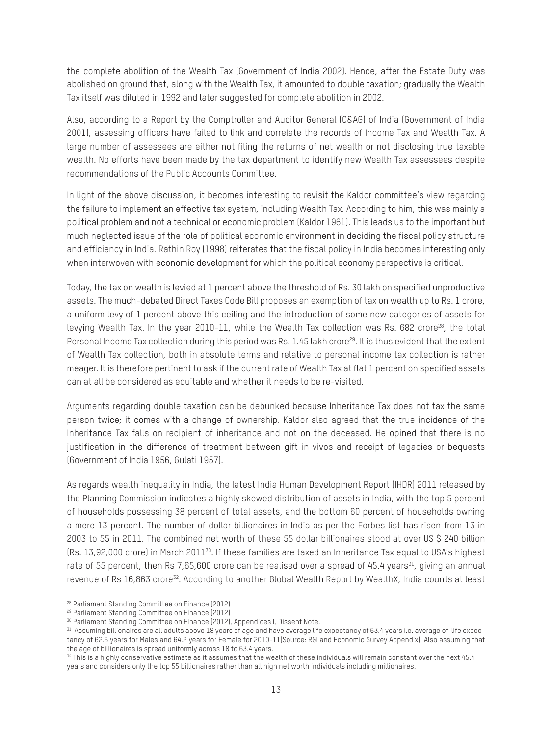the complete abolition of the Wealth Tax (Government of India 2002). Hence, after the Estate Duty was abolished on ground that, along with the Wealth Tax, it amounted to double taxation; gradually the Wealth Tax itself was diluted in 1992 and later suggested for complete abolition in 2002.

Also, according to a Report by the Comptroller and Auditor General (C&AG) of India (Government of India 2001), assessing officers have failed to link and correlate the records of Income Tax and Wealth Tax. A large number of assessees are either not filing the returns of net wealth or not disclosing true taxable wealth. No efforts have been made by the tax department to identify new Wealth Tax assessees despite recommendations of the Public Accounts Committee.

In light of the above discussion, it becomes interesting to revisit the Kaldor committee's view regarding the failure to implement an effective tax system, including Wealth Tax. According to him, this was mainly a political problem and not a technical or economic problem (Kaldor 1961). This leads us to the important but much neglected issue of the role of political economic environment in deciding the fiscal policy structure and efficiency in India. Rathin Roy (1998) reiterates that the fiscal policy in India becomes interesting only when interwoven with economic development for which the political economy perspective is critical.

Today, the tax on wealth is levied at 1 percent above the threshold of Rs. 30 lakh on specified unproductive assets. The much-debated Direct Taxes Code Bill proposes an exemption of tax on wealth up to Rs. 1 crore, a uniform levy of 1 percent above this ceiling and the introduction of some new categories of assets for levying Wealth Tax. In the year 2010-11, while the Wealth Tax collection was Rs. 682 crore[28], the total Personal Income Tax collection during this period was Rs. 1.45 lakh crore[29]. It is thus evident that the extent of Wealth Tax collection, both in absolute terms and relative to personal income tax collection is rather meager. It is therefore pertinent to ask if the current rate of Wealth Tax at flat 1 percent on specified assets can at all be considered as equitable and whether it needs to be re-visited.

Arguments regarding double taxation can be debunked because Inheritance Tax does not tax the same person twice; it comes with a change of ownership. Kaldor also agreed that the true incidence of the Inheritance Tax falls on recipient of inheritance and not on the deceased. He opined that there is no justification in the difference of treatment between gift in vivos and receipt of legacies or bequests (Government of India 1956, Gulati 1957).

As regards wealth inequality in India, the latest India Human Development Report (IHDR) 2011 released by the Planning Commission indicates a highly skewed distribution of assets in India, with the top 5 percent of households possessing 38 percent of total assets, and the bottom 60 percent of households owning a mere 13 percent. The number of dollar billionaires in India as per the Forbes list has risen from 13 in 2003 to 55 in 2011. The combined net worth of these 55 dollar billionaires stood at over US $ 240 billion (Rs. 13,92,000 crore) in March 2011[30]. If these families are taxed an Inheritance Tax equal to USA's highest rate of 55 percent, then Rs 7,65,600 crore can be realised over a spread of 45.4 years[31], giving an annual revenue of Rs 16,863 crore[32]. According to another Global Wealth Report by WealthX, India counts at least

---

[28] Parliament Standing Committee on Finance (2012)

[29] Parliament Standing Committee on Finance (2012)

[30] Parliament Standing Committee on Finance (2012), Appendices I, Dissent Note.

[31] Assuming billionaires are all adults above 18 years of age and have average life expectancy of 63.4 years i.e. average of life expectancy of 62.6 years for Males and 64.2 years for Female for 2010-11(Source: RGI and Economic Survey Appendix). Also assuming that the age of billionaires is spread uniformly across 18 to 63.4 years.

[32] This is a highly conservative estimate as it assumes that the wealth of these individuals will remain constant over the next 45.4 years and considers only the top 55 billionaires rather than all high net worth individuals including millionaires.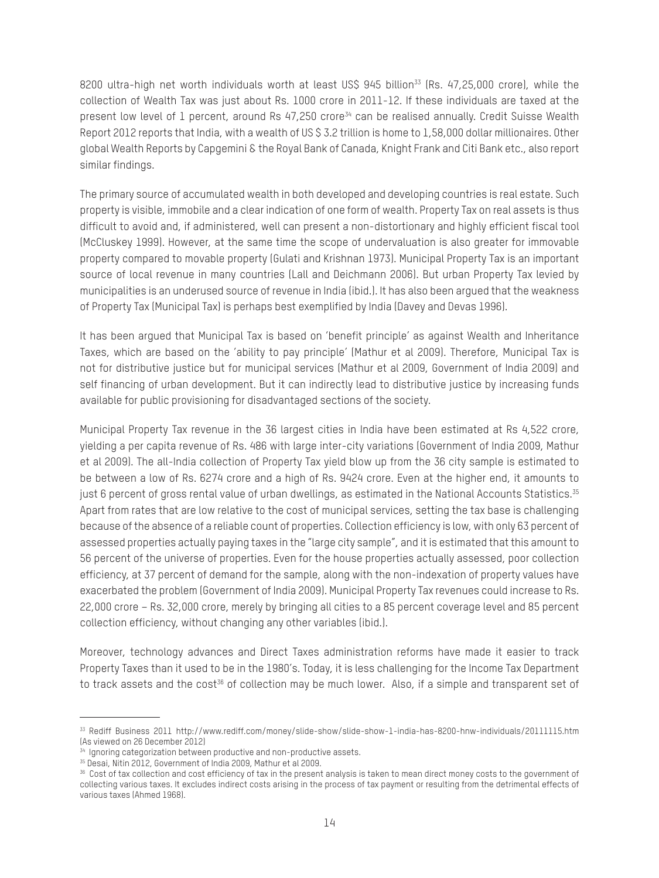8200 ultra-high net worth individuals worth at least US$ 945 billion[33] (Rs. 47,25,000 crore), while the collection of Wealth Tax was just about Rs. 1000 crore in 2011-12. If these individuals are taxed at the present low level of 1 percent, around Rs 47,250 crore[34] can be realised annually. Credit Suisse Wealth Report 2012 reports that India, with a wealth of US $ 3.2 trillion is home to 1,58,000 dollar millionaires. Other global Wealth Reports by Capgemini & the Royal Bank of Canada, Knight Frank and Citi Bank etc., also report similar findings.

The primary source of accumulated wealth in both developed and developing countries is real estate. Such property is visible, immobile and a clear indication of one form of wealth. Property Tax on real assets is thus difficult to avoid and, if administered, well can present a non-distortionary and highly efficient fiscal tool (McCluskey 1999). However, at the same time the scope of undervaluation is also greater for immovable property compared to movable property (Gulati and Krishnan 1973). Municipal Property Tax is an important source of local revenue in many countries (Lall and Deichmann 2006). But urban Property Tax levied by municipalities is an underused source of revenue in India (ibid.). It has also been argued that the weakness of Property Tax (Municipal Tax) is perhaps best exemplified by India (Davey and Devas 1996).

It has been argued that Municipal Tax is based on 'benefit principle' as against Wealth and Inheritance Taxes, which are based on the 'ability to pay principle' (Mathur et al 2009). Therefore, Municipal Tax is not for distributive justice but for municipal services (Mathur et al 2009, Government of India 2009) and self financing of urban development. But it can indirectly lead to distributive justice by increasing funds available for public provisioning for disadvantaged sections of the society.

Municipal Property Tax revenue in the 36 largest cities in India have been estimated at Rs 4,522 crore, yielding a per capita revenue of Rs. 486 with large inter-city variations (Government of India 2009, Mathur et al 2009). The all-India collection of Property Tax yield blow up from the 36 city sample is estimated to be between a low of Rs. 6274 crore and a high of Rs. 9424 crore. Even at the higher end, it amounts to just 6 percent of gross rental value of urban dwellings, as estimated in the National Accounts Statistics.[35] Apart from rates that are low relative to the cost of municipal services, setting the tax base is challenging because of the absence of a reliable count of properties. Collection efficiency is low, with only 63 percent of assessed properties actually paying taxes in the "large city sample", and it is estimated that this amount to 56 percent of the universe of properties. Even for the house properties actually assessed, poor collection efficiency, at 37 percent of demand for the sample, along with the non-indexation of property values have exacerbated the problem (Government of India 2009). Municipal Property Tax revenues could increase to Rs. 22,000 crore – Rs. 32,000 crore, merely by bringing all cities to a 85 percent coverage level and 85 percent collection efficiency, without changing any other variables (ibid.).

Moreover, technology advances and Direct Taxes administration reforms have made it easier to track Property Taxes than it used to be in the 1980's. Today, it is less challenging for the Income Tax Department to track assets and the cost[36] of collection may be much lower. Also, if a simple and transparent set of

---

[33] Rediff Business 2011 http://www.rediff.com/money/slide-show/slide-show-1-india-has-8200-hnw-individuals/20111115.htm (As viewed on 26 December 2012)

[34] Ignoring categorization between productive and non-productive assets.

[35] Desai, Nitin 2012, Government of India 2009, Mathur et al 2009.

[36] Cost of tax collection and cost efficiency of tax in the present analysis is taken to mean direct money costs to the government of collecting various taxes. It excludes indirect costs arising in the process of tax payment or resulting from the detrimental effects of various taxes (Ahmed 1968).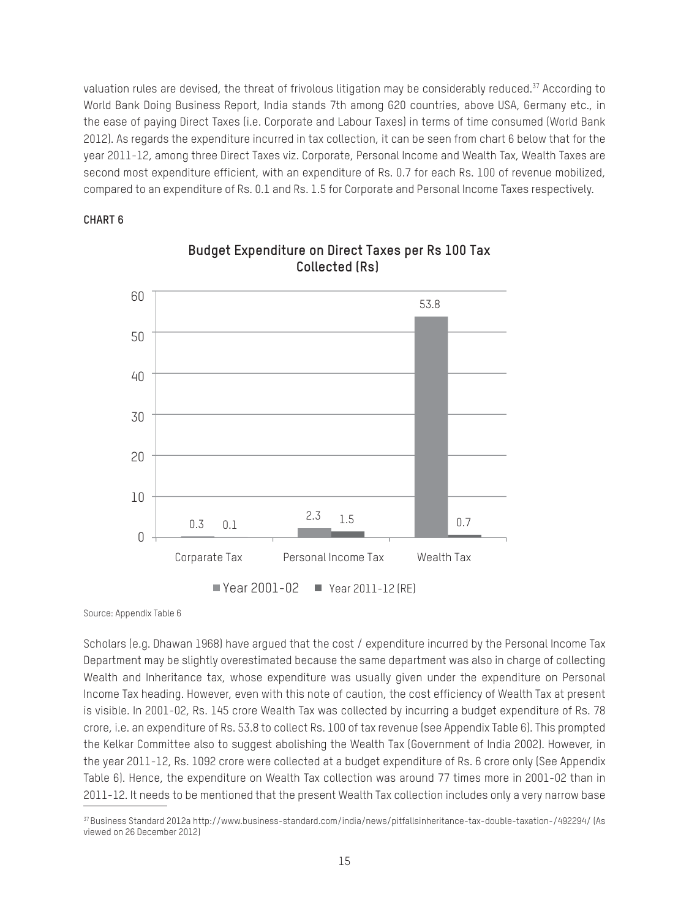valuation rules are devised, the threat of frivolous litigation may be considerably reduced.[37] According to World Bank Doing Business Report, India stands 7th among G20 countries, above USA, Germany etc., in the ease of paying Direct Taxes (i.e. Corporate and Labour Taxes) in terms of time consumed (World Bank 2012). As regards the expenditure incurred in tax collection, it can be seen from chart 6 below that for the year 2011-12, among three Direct Taxes viz. Corporate, Personal Income and Wealth Tax, Wealth Taxes are second most expenditure efficient, with an expenditure of Rs. 0.7 for each Rs. 100 of revenue mobilized, compared to an expenditure of Rs. 0.1 and Rs. 1.5 for Corporate and Personal Income Taxes respectively.

**CHART 6**

**Budget Expenditure on Direct Taxes per Rs 100 Tax Collected (Rs)**

| | Year 2001-02 | Year 2011-12 (RE) |
|---|---|---|
| Corparate Tax | 0.3 | 0.1 |
| Personal Income Tax | 2.3 | 1.5 |
| Wealth Tax | 53.8 | 0.7 |

Source: Appendix Table 6

Scholars (e.g. Dhawan 1968) have argued that the cost / expenditure incurred by the Personal Income Tax Department may be slightly overestimated because the same department was also in charge of collecting Wealth and Inheritance tax, whose expenditure was usually given under the expenditure on Personal Income Tax heading. However, even with this note of caution, the cost efficiency of Wealth Tax at present is visible. In 2001-02, Rs. 145 crore Wealth Tax was collected by incurring a budget expenditure of Rs. 78 crore, i.e. an expenditure of Rs. 53.8 to collect Rs. 100 of tax revenue (see Appendix Table 6). This prompted the Kelkar Committee also to suggest abolishing the Wealth Tax (Government of India 2002). However, in the year 2011-12, Rs. 1092 crore were collected at a budget expenditure of Rs. 6 crore only (See Appendix Table 6). Hence, the expenditure on Wealth Tax collection was around 77 times more in 2001-02 than in 2011-12. It needs to be mentioned that the present Wealth Tax collection includes only a very narrow base

[37] Business Standard 2012a http://www.business-standard.com/india/news/pitfallsinheritance-tax-double-taxation-/492294/ (As viewed on 26 December 2012)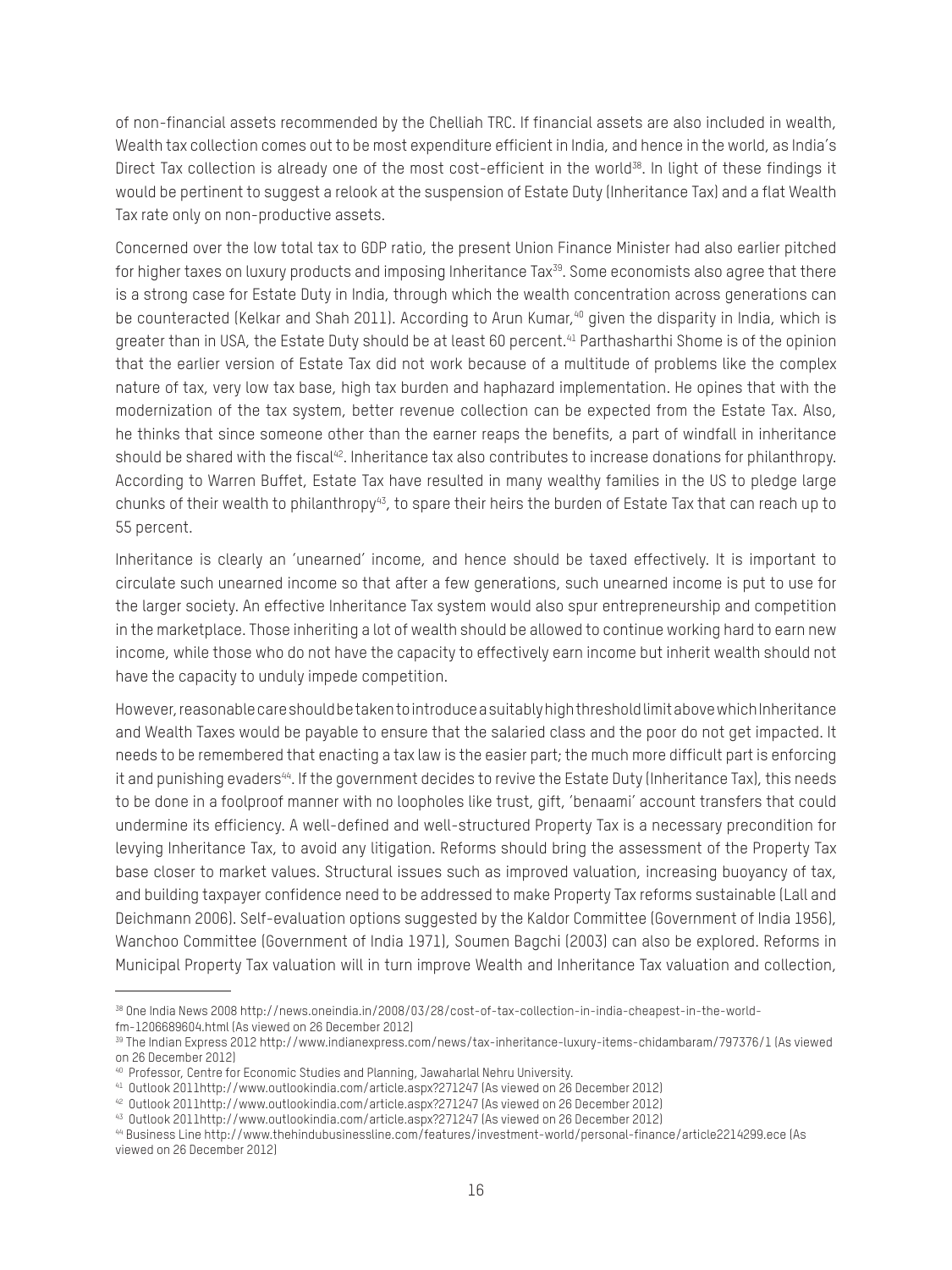of non-financial assets recommended by the Chelliah TRC. If financial assets are also included in wealth, Wealth tax collection comes out to be most expenditure efficient in India, and hence in the world, as India's Direct Tax collection is already one of the most cost-efficient in the world[38]. In light of these findings it would be pertinent to suggest a relook at the suspension of Estate Duty (Inheritance Tax) and a flat Wealth Tax rate only on non-productive assets.

Concerned over the low total tax to GDP ratio, the present Union Finance Minister had also earlier pitched for higher taxes on luxury products and imposing Inheritance Tax[39]. Some economists also agree that there is a strong case for Estate Duty in India, through which the wealth concentration across generations can be counteracted (Kelkar and Shah 2011). According to Arun Kumar,[40] given the disparity in India, which is greater than in USA, the Estate Duty should be at least 60 percent.[41] Parthasharthi Shome is of the opinion that the earlier version of Estate Tax did not work because of a multitude of problems like the complex nature of tax, very low tax base, high tax burden and haphazard implementation. He opines that with the modernization of the tax system, better revenue collection can be expected from the Estate Tax. Also, he thinks that since someone other than the earner reaps the benefits, a part of windfall in inheritance should be shared with the fiscal[42]. Inheritance tax also contributes to increase donations for philanthropy. According to Warren Buffet, Estate Tax have resulted in many wealthy families in the US to pledge large chunks of their wealth to philanthropy[43], to spare their heirs the burden of Estate Tax that can reach up to 55 percent.

Inheritance is clearly an 'unearned' income, and hence should be taxed effectively. It is important to circulate such unearned income so that after a few generations, such unearned income is put to use for the larger society. An effective Inheritance Tax system would also spur entrepreneurship and competition in the marketplace. Those inheriting a lot of wealth should be allowed to continue working hard to earn new income, while those who do not have the capacity to effectively earn income but inherit wealth should not have the capacity to unduly impede competition.

However, reasonable care should be taken to introduce a suitably high threshold limit above which Inheritance and Wealth Taxes would be payable to ensure that the salaried class and the poor do not get impacted. It needs to be remembered that enacting a tax law is the easier part; the much more difficult part is enforcing it and punishing evaders[44]. If the government decides to revive the Estate Duty (Inheritance Tax), this needs to be done in a foolproof manner with no loopholes like trust, gift, 'benaami' account transfers that could undermine its efficiency. A well-defined and well-structured Property Tax is a necessary precondition for levying Inheritance Tax, to avoid any litigation. Reforms should bring the assessment of the Property Tax base closer to market values. Structural issues such as improved valuation, increasing buoyancy of tax, and building taxpayer confidence need to be addressed to make Property Tax reforms sustainable (Lall and Deichmann 2006). Self-evaluation options suggested by the Kaldor Committee (Government of India 1956), Wanchoo Committee (Government of India 1971), Soumen Bagchi (2003) can also be explored. Reforms in Municipal Property Tax valuation will in turn improve Wealth and Inheritance Tax valuation and collection,

---

[38] One India News 2008 http://news.oneindia.in/2008/03/28/cost-of-tax-collection-in-india-cheapest-in-the-world-fm-1206689604.html (As viewed on 26 December 2012)

[39] The Indian Express 2012 http://www.indianexpress.com/news/tax-inheritance-luxury-items-chidambaram/797376/1 (As viewed on 26 December 2012)

[40] Professor, Centre for Economic Studies and Planning, Jawaharlal Nehru University.

[41] Outlook 2011http://www.outlookindia.com/article.aspx?271247 (As viewed on 26 December 2012)

[42] Outlook 2011http://www.outlookindia.com/article.aspx?271247 (As viewed on 26 December 2012)

[43] Outlook 2011http://www.outlookindia.com/article.aspx?271247 (As viewed on 26 December 2012)

[44] Business Line http://www.thehindubusinessline.com/features/investment-world/personal-finance/article2214299.ece (As viewed on 26 December 2012)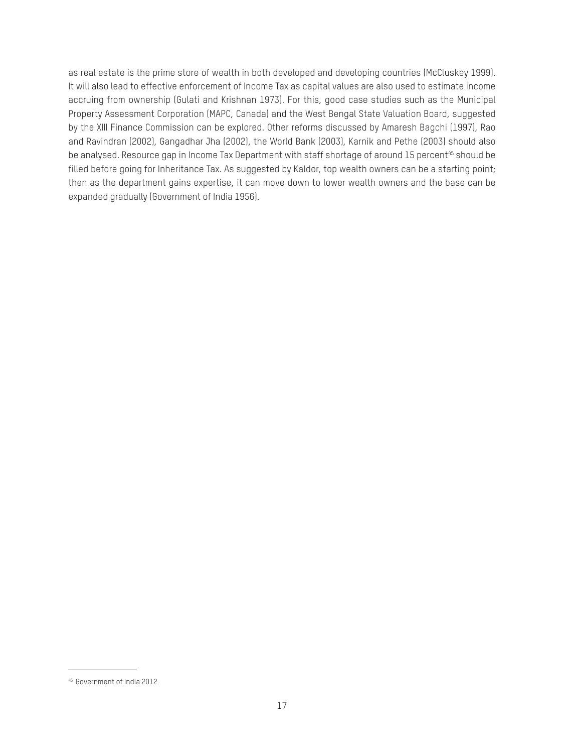as real estate is the prime store of wealth in both developed and developing countries (McCluskey 1999). It will also lead to effective enforcement of Income Tax as capital values are also used to estimate income accruing from ownership (Gulati and Krishnan 1973). For this, good case studies such as the Municipal Property Assessment Corporation (MAPC, Canada) and the West Bengal State Valuation Board, suggested by the XIII Finance Commission can be explored. Other reforms discussed by Amaresh Bagchi (1997), Rao and Ravindran (2002), Gangadhar Jha (2002), the World Bank (2003), Karnik and Pethe (2003) should also be analysed. Resource gap in Income Tax Department with staff shortage of around 15 percent[45] should be filled before going for Inheritance Tax. As suggested by Kaldor, top wealth owners can be a starting point; then as the department gains expertise, it can move down to lower wealth owners and the base can be expanded gradually (Government of India 1956).

[45] Government of India 2012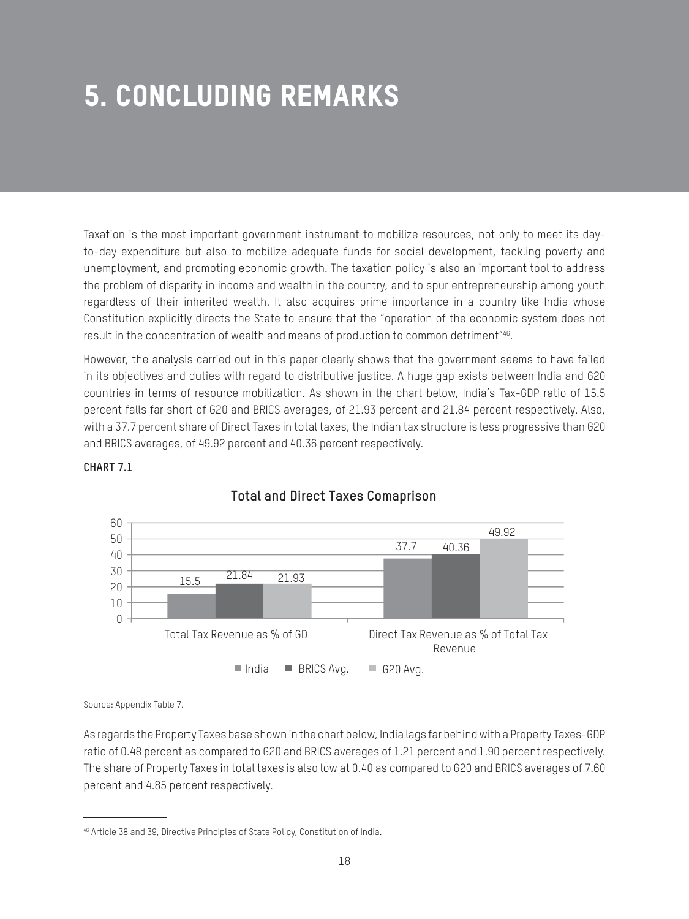# 5. CONCLUDING REMARKS

Taxation is the most important government instrument to mobilize resources, not only to meet its day-to-day expenditure but also to mobilize adequate funds for social development, tackling poverty and unemployment, and promoting economic growth. The taxation policy is also an important tool to address the problem of disparity in income and wealth in the country, and to spur entrepreneurship among youth regardless of their inherited wealth. It also acquires prime importance in a country like India whose Constitution explicitly directs the State to ensure that the "operation of the economic system does not result in the concentration of wealth and means of production to common detriment"[46].

However, the analysis carried out in this paper clearly shows that the government seems to have failed in its objectives and duties with regard to distributive justice. A huge gap exists between India and G20 countries in terms of resource mobilization. As shown in the chart below, India's Tax-GDP ratio of 15.5 percent falls far short of G20 and BRICS averages, of 21.93 percent and 21.84 percent respectively. Also, with a 37.7 percent share of Direct Taxes in total taxes, the Indian tax structure is less progressive than G20 and BRICS averages, of 49.92 percent and 40.36 percent respectively.

**CHART 7.1**

**Total and Direct Taxes Comaprison**

| | India | BRICS Avg. | G20 Avg. |
|---|---|---|---|
| Total Tax Revenue as % of GD | 15.5 | 21.84 | 21.93 |
| Direct Tax Revenue as % of Total Tax Revenue | 37.7 | 40.36 | 49.92 |

Source: Appendix Table 7.

As regards the Property Taxes base shown in the chart below, India lags far behind with a Property Taxes-GDP ratio of 0.48 percent as compared to G20 and BRICS averages of 1.21 percent and 1.90 percent respectively. The share of Property Taxes in total taxes is also low at 0.40 as compared to G20 and BRICS averages of 7.60 percent and 4.85 percent respectively.

---

[46] Article 38 and 39, Directive Principles of State Policy, Constitution of India.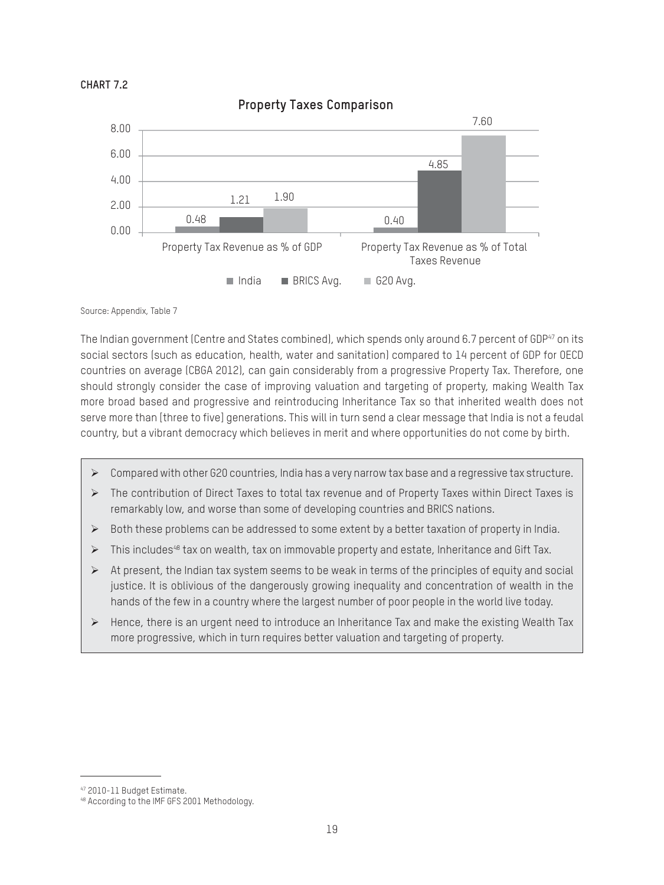**CHART 7.2**

**Property Taxes Comparison**

| | India | BRICS Avg. | G20 Avg. |
|---|---|---|---|
| Property Tax Revenue as % of GDP | 0.48 | 1.21 | 1.90 |
| Property Tax Revenue as % of Total Taxes Revenue | 0.40 | 4.85 | 7.60 |

Source: Appendix, Table 7

The Indian government (Centre and States combined), which spends only around 6.7 percent of GDP[47] on its social sectors (such as education, health, water and sanitation) compared to 14 percent of GDP for OECD countries on average (CBGA 2012), can gain considerably from a progressive Property Tax. Therefore, one should strongly consider the case of improving valuation and targeting of property, making Wealth Tax more broad based and progressive and reintroducing Inheritance Tax so that inherited wealth does not serve more than [three to five] generations. This will in turn send a clear message that India is not a feudal country, but a vibrant democracy which believes in merit and where opportunities do not come by birth.

- Compared with other G20 countries, India has a very narrow tax base and a regressive tax structure.
- The contribution of Direct Taxes to total tax revenue and of Property Taxes within Direct Taxes is remarkably low, and worse than some of developing countries and BRICS nations.
- Both these problems can be addressed to some extent by a better taxation of property in India.
- This includes[48] tax on wealth, tax on immovable property and estate, Inheritance and Gift Tax.
- At present, the Indian tax system seems to be weak in terms of the principles of equity and social justice. It is oblivious of the dangerously growing inequality and concentration of wealth in the hands of the few in a country where the largest number of poor people in the world live today.
- Hence, there is an urgent need to introduce an Inheritance Tax and make the existing Wealth Tax more progressive, which in turn requires better valuation and targeting of property.

---

[47] 2010-11 Budget Estimate.

[48] According to the IMF GFS 2001 Methodology.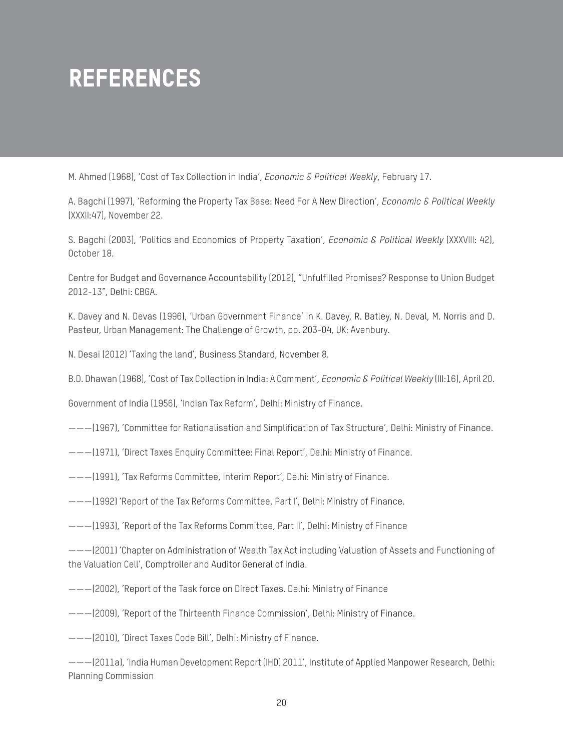# REFERENCES

M. Ahmed (1968), 'Cost of Tax Collection in India', *Economic & Political Weekly*, February 17.

A. Bagchi (1997), 'Reforming the Property Tax Base: Need For A New Direction', *Economic & Political Weekly* (XXXII:47), November 22.

S. Bagchi (2003), 'Politics and Economics of Property Taxation', *Economic & Political Weekly* (XXXVIII: 42), October 18.

Centre for Budget and Governance Accountability (2012), "Unfulfilled Promises? Response to Union Budget 2012-13", Delhi: CBGA.

K. Davey and N. Devas (1996), 'Urban Government Finance' in K. Davey, R. Batley, N. Deval, M. Norris and D. Pasteur, Urban Management: The Challenge of Growth, pp. 203-04, UK: Avenbury.

N. Desai (2012) 'Taxing the land', Business Standard, November 8.

B.D. Dhawan (1968), 'Cost of Tax Collection in India: A Comment', *Economic & Political Weekly* (III:16), April 20.

Government of India (1956), 'Indian Tax Reform', Delhi: Ministry of Finance.

———(1967), 'Committee for Rationalisation and Simplification of Tax Structure', Delhi: Ministry of Finance.

———(1971), 'Direct Taxes Enquiry Committee: Final Report', Delhi: Ministry of Finance.

———(1991), 'Tax Reforms Committee, Interim Report', Delhi: Ministry of Finance.

———(1992) 'Report of the Tax Reforms Committee, Part I', Delhi: Ministry of Finance.

———(1993), 'Report of the Tax Reforms Committee, Part II', Delhi: Ministry of Finance

———(2001) 'Chapter on Administration of Wealth Tax Act including Valuation of Assets and Functioning of the Valuation Cell', Comptroller and Auditor General of India.

———(2002), 'Report of the Task force on Direct Taxes. Delhi: Ministry of Finance

———(2009), 'Report of the Thirteenth Finance Commission', Delhi: Ministry of Finance.

———(2010), 'Direct Taxes Code Bill', Delhi: Ministry of Finance.

———(2011a), 'India Human Development Report (IHD) 2011', Institute of Applied Manpower Research, Delhi: Planning Commission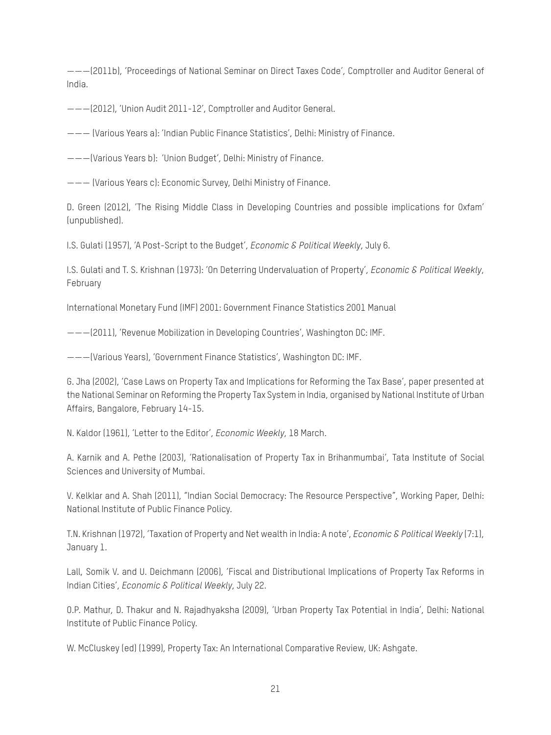———(2011b), 'Proceedings of National Seminar on Direct Taxes Code', Comptroller and Auditor General of India.

———(2012), 'Union Audit 2011-12', Comptroller and Auditor General.

——— (Various Years a): 'Indian Public Finance Statistics', Delhi: Ministry of Finance.

———(Various Years b): 'Union Budget', Delhi: Ministry of Finance.

——— (Various Years c): Economic Survey, Delhi Ministry of Finance.

D. Green (2012), 'The Rising Middle Class in Developing Countries and possible implications for Oxfam' (unpublished).

I.S. Gulati (1957), 'A Post-Script to the Budget', *Economic & Political Weekly*, July 6.

I.S. Gulati and T. S. Krishnan (1973): 'On Deterring Undervaluation of Property', *Economic & Political Weekly*, February

International Monetary Fund (IMF) 2001: Government Finance Statistics 2001 Manual

———(2011), 'Revenue Mobilization in Developing Countries', Washington DC: IMF.

———(Various Years), 'Government Finance Statistics', Washington DC: IMF.

G. Jha (2002), 'Case Laws on Property Tax and Implications for Reforming the Tax Base', paper presented at the National Seminar on Reforming the Property Tax System in India, organised by National Institute of Urban Affairs, Bangalore, February 14-15.

N. Kaldor (1961), 'Letter to the Editor', *Economic Weekly*, 18 March.

A. Karnik and A. Pethe (2003), 'Rationalisation of Property Tax in Brihanmumbai', Tata Institute of Social Sciences and University of Mumbai.

V. Kelklar and A. Shah (2011), "Indian Social Democracy: The Resource Perspective", Working Paper, Delhi: National Institute of Public Finance Policy.

T.N. Krishnan (1972), 'Taxation of Property and Net wealth in India: A note', *Economic & Political Weekly* (7:1), January 1.

Lall, Somik V. and U. Deichmann (2006), 'Fiscal and Distributional Implications of Property Tax Reforms in Indian Cities', *Economic & Political Weekly*, July 22.

O.P. Mathur, D. Thakur and N. Rajadhyaksha (2009), 'Urban Property Tax Potential in India', Delhi: National Institute of Public Finance Policy.

W. McCluskey (ed) (1999), Property Tax: An International Comparative Review, UK: Ashgate.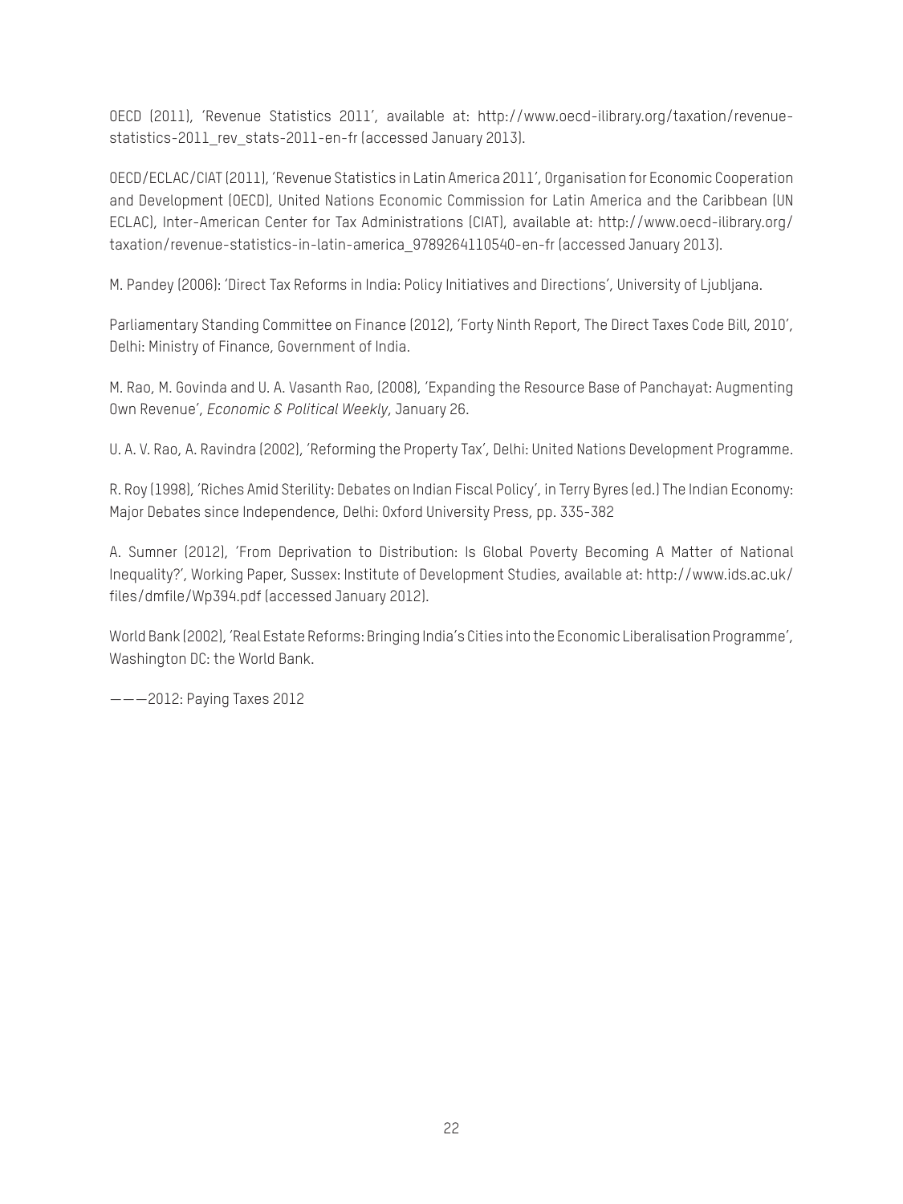OECD (2011), 'Revenue Statistics 2011', available at: http://www.oecd-ilibrary.org/taxation/revenue-statistics-2011_rev_stats-2011-en-fr (accessed January 2013).

OECD/ECLAC/CIAT (2011), 'Revenue Statistics in Latin America 2011', Organisation for Economic Cooperation and Development (OECD), United Nations Economic Commission for Latin America and the Caribbean (UN ECLAC), Inter-American Center for Tax Administrations (CIAT), available at: http://www.oecd-ilibrary.org/taxation/revenue-statistics-in-latin-america_9789264110540-en-fr (accessed January 2013).

M. Pandey (2006): 'Direct Tax Reforms in India: Policy Initiatives and Directions', University of Ljubljana.

Parliamentary Standing Committee on Finance (2012), 'Forty Ninth Report, The Direct Taxes Code Bill, 2010', Delhi: Ministry of Finance, Government of India.

M. Rao, M. Govinda and U. A. Vasanth Rao, (2008), 'Expanding the Resource Base of Panchayat: Augmenting Own Revenue', *Economic & Political Weekly*, January 26.

U. A. V. Rao, A. Ravindra (2002), 'Reforming the Property Tax', Delhi: United Nations Development Programme.

R. Roy (1998), 'Riches Amid Sterility: Debates on Indian Fiscal Policy', in Terry Byres (ed.) The Indian Economy: Major Debates since Independence, Delhi: Oxford University Press, pp. 335-382

A. Sumner (2012), 'From Deprivation to Distribution: Is Global Poverty Becoming A Matter of National Inequality?', Working Paper, Sussex: Institute of Development Studies, available at: http://www.ids.ac.uk/files/dmfile/Wp394.pdf (accessed January 2012).

World Bank (2002), 'Real Estate Reforms: Bringing India's Cities into the Economic Liberalisation Programme', Washington DC: the World Bank.

———2012: Paying Taxes 2012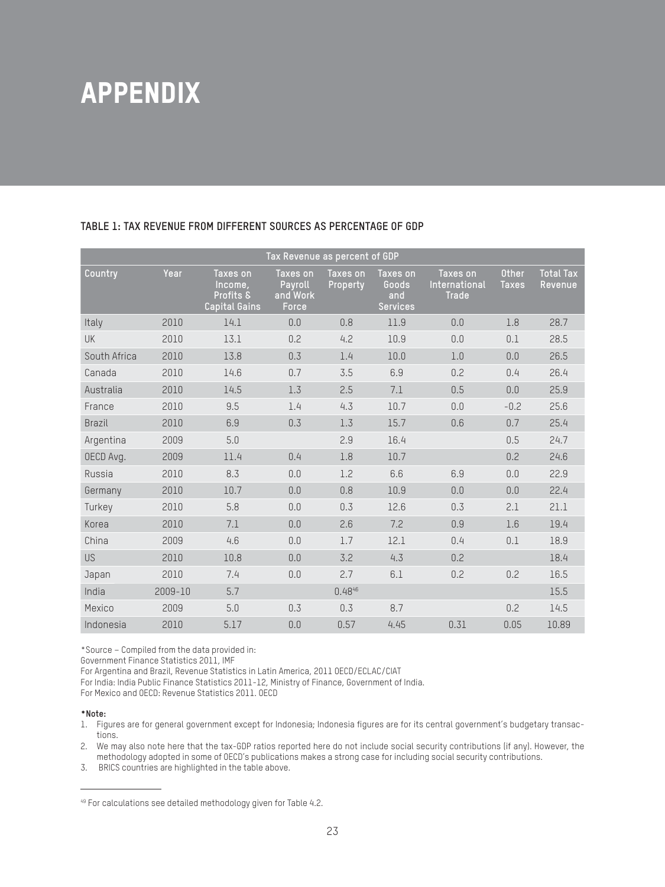# APPENDIX

**TABLE 1: TAX REVENUE FROM DIFFERENT SOURCES AS PERCENTAGE OF GDP**

| Tax Revenue as percent of GDP | | | | | | | | |
|---|---|---|---|---|---|---|---|---|
| Country | Year | Taxes on Income, Profits & Capital Gains | Taxes on Payroll and Work Force | Taxes on Property | Taxes on Goods and Services | Taxes on International Trade | Other Taxes | Total Tax Revenue |
| Italy | 2010 | 14.1 | 0.0 | 0.8 | 11.9 | 0.0 | 1.8 | 28.7 |
| UK | 2010 | 13.1 | 0.2 | 4.2 | 10.9 | 0.0 | 0.1 | 28.5 |
| South Africa | 2010 | 13.8 | 0.3 | 1.4 | 10.0 | 1.0 | 0.0 | 26.5 |
| Canada | 2010 | 14.6 | 0.7 | 3.5 | 6.9 | 0.2 | 0.4 | 26.4 |
| Australia | 2010 | 14.5 | 1.3 | 2.5 | 7.1 | 0.5 | 0.0 | 25.9 |
| France | 2010 | 9.5 | 1.4 | 4.3 | 10.7 | 0.0 | -0.2 | 25.6 |
| Brazil | 2010 | 6.9 | 0.3 | 1.3 | 15.7 | 0.6 | 0.7 | 25.4 |
| Argentina | 2009 | 5.0 | | 2.9 | 16.4 | | 0.5 | 24.7 |
| OECD Avg. | 2009 | 11.4 | 0.4 | 1.8 | 10.7 | | 0.2 | 24.6 |
| Russia | 2010 | 8.3 | 0.0 | 1.2 | 6.6 | 6.9 | 0.0 | 22.9 |
| Germany | 2010 | 10.7 | 0.0 | 0.8 | 10.9 | 0.0 | 0.0 | 22.4 |
| Turkey | 2010 | 5.8 | 0.0 | 0.3 | 12.6 | 0.3 | 2.1 | 21.1 |
| Korea | 2010 | 7.1 | 0.0 | 2.6 | 7.2 | 0.9 | 1.6 | 19.4 |
| China | 2009 | 4.6 | 0.0 | 1.7 | 12.1 | 0.4 | 0.1 | 18.9 |
| US | 2010 | 10.8 | 0.0 | 3.2 | 4.3 | 0.2 | | 18.4 |
| Japan | 2010 | 7.4 | 0.0 | 2.7 | 6.1 | 0.2 | 0.2 | 16.5 |
| India | 2009-10 | 5.7 | | 0.48[46] | | | | 15.5 |
| Mexico | 2009 | 5.0 | 0.3 | 0.3 | 8.7 | | 0.2 | 14.5 |
| Indonesia | 2010 | 5.17 | 0.0 | 0.57 | 4.45 | 0.31 | 0.05 | 10.89 |

*Source – Compiled from the data provided in:
Government Finance Statistics 2011, IMF
For Argentina and Brazil, Revenue Statistics in Latin America, 2011 OECD/ECLAC/CIAT
For India: India Public Finance Statistics 2011-12, Ministry of Finance, Government of India.
For Mexico and OECD: Revenue Statistics 2011. OECD

**\*Note:**

1. Figures are for general government except for Indonesia; Indonesia figures are for its central government's budgetary transactions.
2. We may also note here that the tax-GDP ratios reported here do not include social security contributions (if any). However, the methodology adopted in some of OECD's publications makes a strong case for including social security contributions.
3. BRICS countries are highlighted in the table above.

---

[49] For calculations see detailed methodology given for Table 4.2.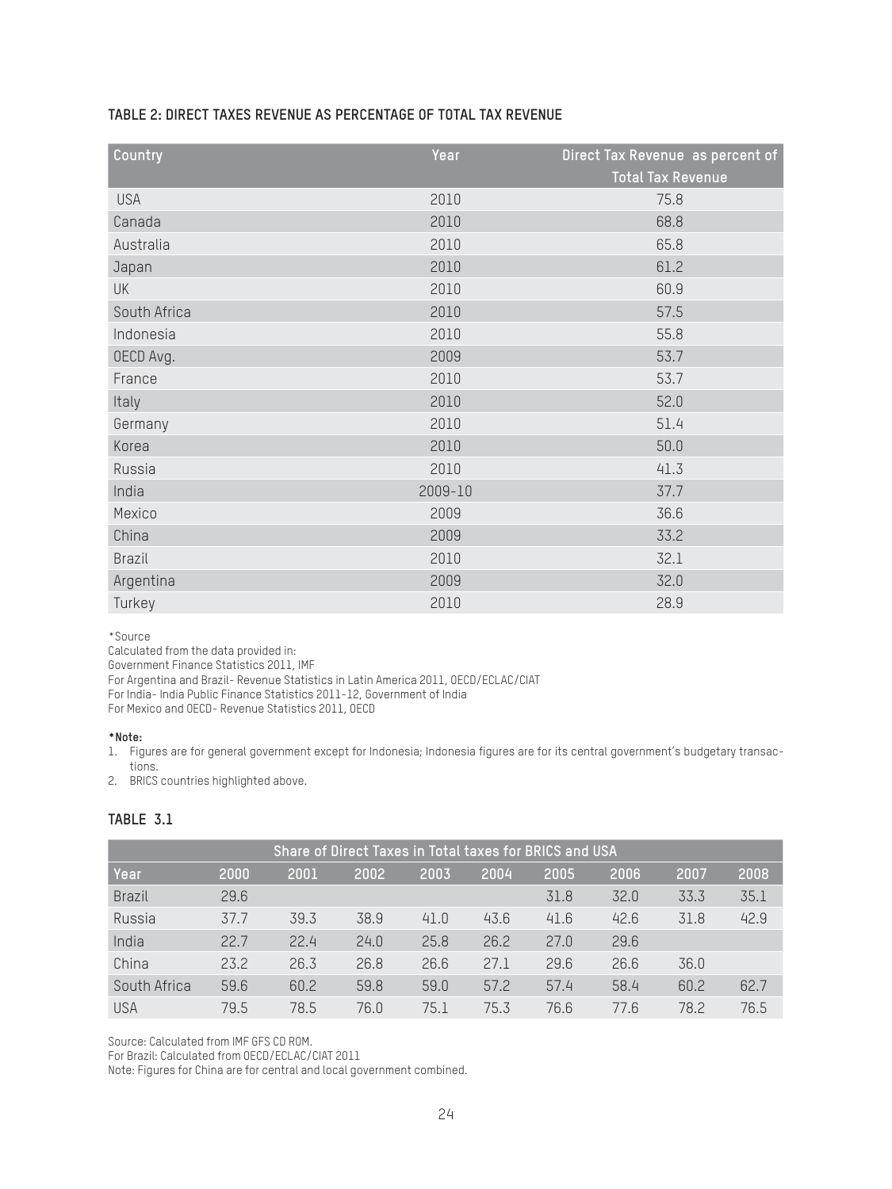### TABLE 2: DIRECT TAXES REVENUE AS PERCENTAGE OF TOTAL TAX REVENUE

| Country | Year | Direct Tax Revenue as percent of Total Tax Revenue |
|---|---|---|
| USA | 2010 | 75.8 |
| Canada | 2010 | 68.8 |
| Australia | 2010 | 65.8 |
| Japan | 2010 | 61.2 |
| UK | 2010 | 60.9 |
| South Africa | 2010 | 57.5 |
| Indonesia | 2010 | 55.8 |
| OECD Avg. | 2009 | 53.7 |
| France | 2010 | 53.7 |
| Italy | 2010 | 52.0 |
| Germany | 2010 | 51.4 |
| Korea | 2010 | 50.0 |
| Russia | 2010 | 41.3 |
| India | 2009-10 | 37.7 |
| Mexico | 2009 | 36.6 |
| China | 2009 | 33.2 |
| Brazil | 2010 | 32.1 |
| Argentina | 2009 | 32.0 |
| Turkey | 2010 | 28.9 |

*Source

Calculated from the data provided in:

Government Finance Statistics 2011, IMF

For Argentina and Brazil- Revenue Statistics in Latin America 2011, OECD/ECLAC/CIAT

For India- India Public Finance Statistics 2011-12, Government of India

For Mexico and OECD- Revenue Statistics 2011, OECD

**\*Note:**

1. Figures are for general government except for Indonesia; Indonesia figures are for its central government's budgetary transactions.
2. BRICS countries highlighted above.

### TABLE 3.1

| Share of Direct Taxes in Total taxes for BRICS and USA | | | | | | | | | |
|---|---|---|---|---|---|---|---|---|---|
| Year | 2000 | 2001 | 2002 | 2003 | 2004 | 2005 | 2006 | 2007 | 2008 |
| Brazil | 29.6 | | | | | 31.8 | 32.0 | 33.3 | 35.1 |
| Russia | 37.7 | 39.3 | 38.9 | 41.0 | 43.6 | 41.6 | 42.6 | 31.8 | 42.9 |
| India | 22.7 | 22.4 | 24.0 | 25.8 | 26.2 | 27.0 | 29.6 | | |
| China | 23.2 | 26.3 | 26.8 | 26.6 | 27.1 | 29.6 | 26.6 | 36.0 | |
| South Africa | 59.6 | 60.2 | 59.8 | 59.0 | 57.2 | 57.4 | 58.4 | 60.2 | 62.7 |
| USA | 79.5 | 78.5 | 76.0 | 75.1 | 75.3 | 76.6 | 77.6 | 78.2 | 76.5 |

Source: Calculated from IMF GFS CD ROM.

For Brazil: Calculated from OECD/ECLAC/CIAT 2011

Note: Figures for China are for central and local government combined.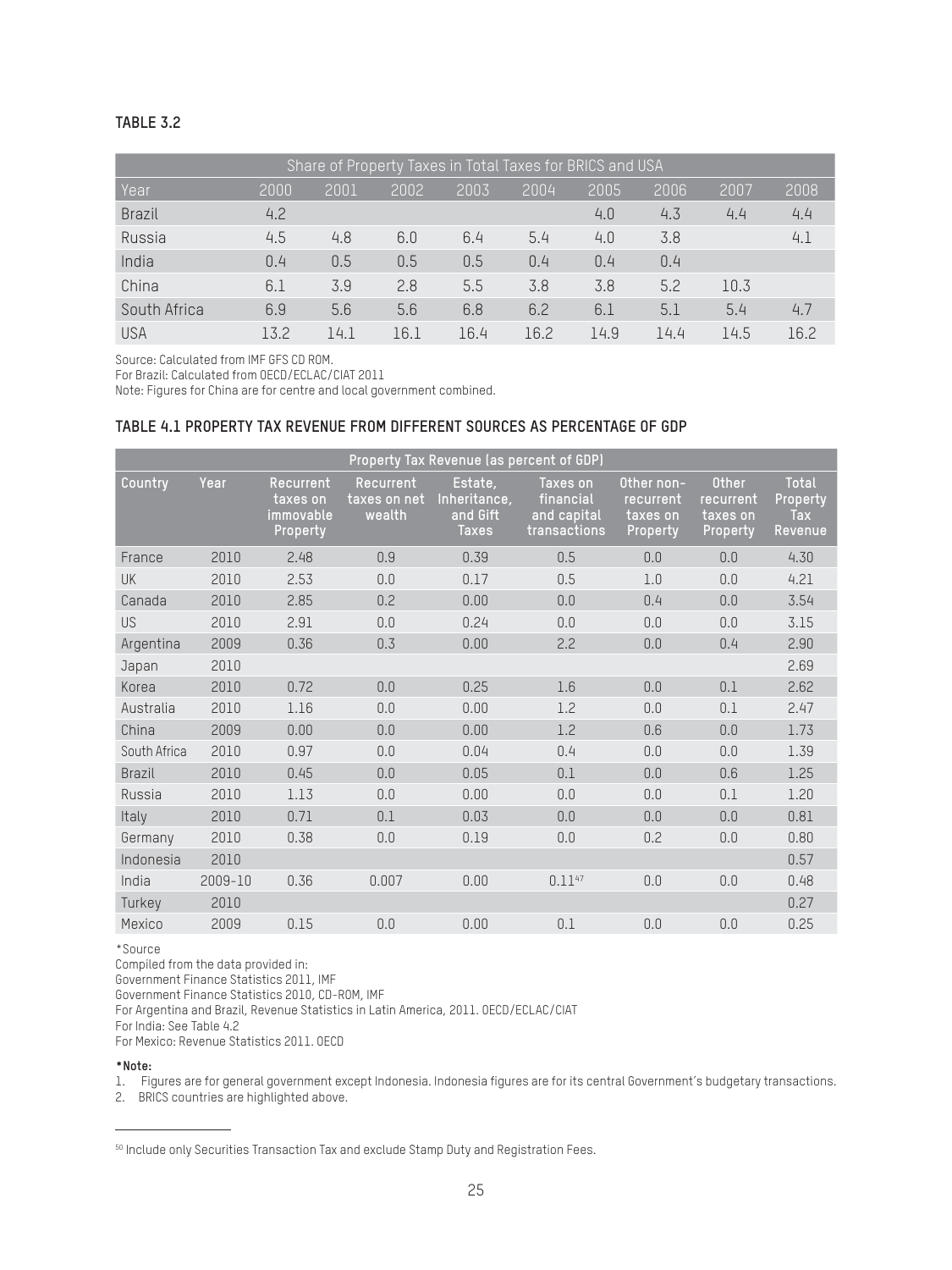**TABLE 3.2**

| Share of Property Taxes in Total Taxes for BRICS and USA | | | | | | | | | |
|---|---|---|---|---|---|---|---|---|---|
| Year | 2000 | 2001 | 2002 | 2003 | 2004 | 2005 | 2006 | 2007 | 2008 |
| Brazil | 4.2 | | | | | 4.0 | 4.3 | 4.4 | 4.4 |
| Russia | 4.5 | 4.8 | 6.0 | 6.4 | 5.4 | 4.0 | 3.8 | | 4.1 |
| India | 0.4 | 0.5 | 0.5 | 0.5 | 0.4 | 0.4 | 0.4 | | |
| China | 6.1 | 3.9 | 2.8 | 5.5 | 3.8 | 3.8 | 5.2 | 10.3 | |
| South Africa | 6.9 | 5.6 | 5.6 | 6.8 | 6.2 | 6.1 | 5.1 | 5.4 | 4.7 |
| USA | 13.2 | 14.1 | 16.1 | 16.4 | 16.2 | 14.9 | 14.4 | 14.5 | 16.2 |

Source: Calculated from IMF GFS CD ROM.
For Brazil: Calculated from OECD/ECLAC/CIAT 2011
Note: Figures for China are for centre and local government combined.

**TABLE 4.1 PROPERTY TAX REVENUE FROM DIFFERENT SOURCES AS PERCENTAGE OF GDP**

| Property Tax Revenue (as percent of GDP) | | | | | | | | |
|---|---|---|---|---|---|---|---|---|
| Country | Year | Recurrent taxes on immovable Property | Recurrent taxes on net wealth | Estate, Inheritance, and Gift Taxes | Taxes on financial and capital transactions | Other non-recurrent taxes on Property | Other recurrent taxes on Property | Total Property Tax Revenue |
| France | 2010 | 2.48 | 0.9 | 0.39 | 0.5 | 0.0 | 0.0 | 4.30 |
| UK | 2010 | 2.53 | 0.0 | 0.17 | 0.5 | 1.0 | 0.0 | 4.21 |
| Canada | 2010 | 2.85 | 0.2 | 0.00 | 0.0 | 0.4 | 0.0 | 3.54 |
| US | 2010 | 2.91 | 0.0 | 0.24 | 0.0 | 0.0 | 0.0 | 3.15 |
| Argentina | 2009 | 0.36 | 0.3 | 0.00 | 2.2 | 0.0 | 0.4 | 2.90 |
| Japan | 2010 | | | | | | | 2.69 |
| Korea | 2010 | 0.72 | 0.0 | 0.25 | 1.6 | 0.0 | 0.1 | 2.62 |
| Australia | 2010 | 1.16 | 0.0 | 0.00 | 1.2 | 0.0 | 0.1 | 2.47 |
| China | 2009 | 0.00 | 0.0 | 0.00 | 1.2 | 0.6 | 0.0 | 1.73 |
| South Africa | 2010 | 0.97 | 0.0 | 0.04 | 0.4 | 0.0 | 0.0 | 1.39 |
| Brazil | 2010 | 0.45 | 0.0 | 0.05 | 0.1 | 0.0 | 0.6 | 1.25 |
| Russia | 2010 | 1.13 | 0.0 | 0.00 | 0.0 | 0.0 | 0.1 | 1.20 |
| Italy | 2010 | 0.71 | 0.1 | 0.03 | 0.0 | 0.0 | 0.0 | 0.81 |
| Germany | 2010 | 0.38 | 0.0 | 0.19 | 0.0 | 0.2 | 0.0 | 0.80 |
| Indonesia | 2010 | | | | | | | 0.57 |
| India | 2009-10 | 0.36 | 0.007 | 0.00 | 0.11[47] | 0.0 | 0.0 | 0.48 |
| Turkey | 2010 | | | | | | | 0.27 |
| Mexico | 2009 | 0.15 | 0.0 | 0.00 | 0.1 | 0.0 | 0.0 | 0.25 |

*Source
Compiled from the data provided in:
Government Finance Statistics 2011, IMF
Government Finance Statistics 2010, CD-ROM, IMF
For Argentina and Brazil, Revenue Statistics in Latin America, 2011. OECD/ECLAC/CIAT
For India: See Table 4.2
For Mexico: Revenue Statistics 2011. OECD

**\*Note:**

1. Figures are for general government except Indonesia. Indonesia figures are for its central Government's budgetary transactions.
2. BRICS countries are highlighted above.

[50] Include only Securities Transaction Tax and exclude Stamp Duty and Registration Fees.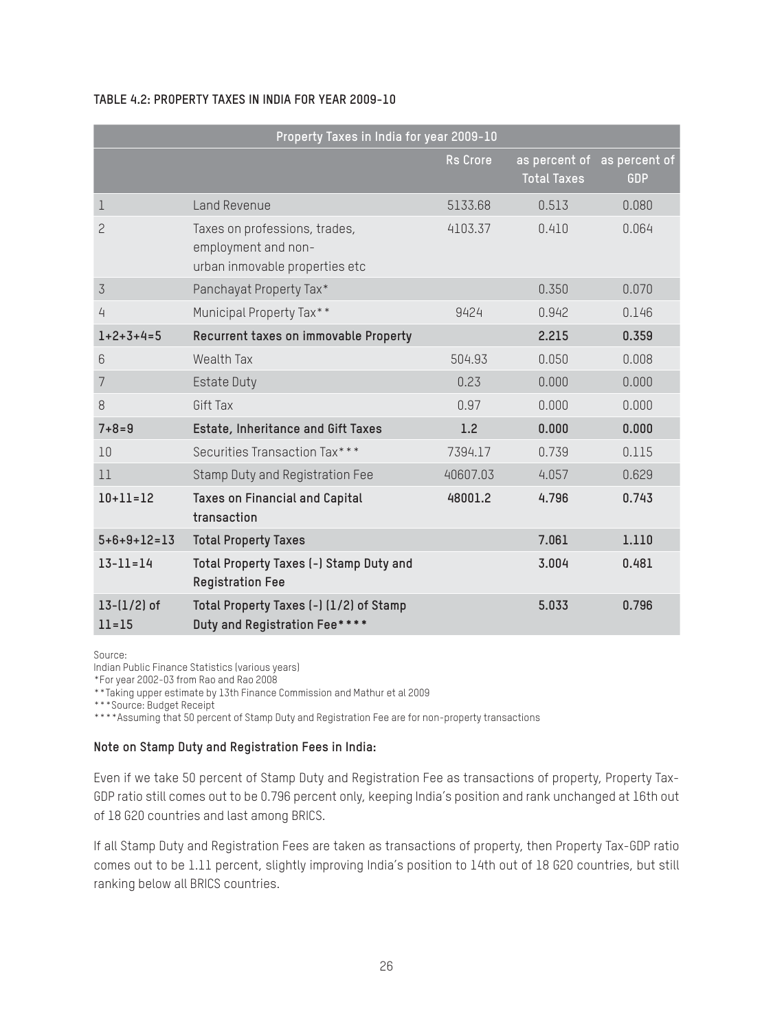**TABLE 4.2: PROPERTY TAXES IN INDIA FOR YEAR 2009-10**

| Property Taxes in India for year 2009-10 | | | | |
|---|---|---|---|---|
| | | Rs Crore | as percent of Total Taxes | as percent of GDP |
| 1 | Land Revenue | 5133.68 | 0.513 | 0.080 |
| 2 | Taxes on professions, trades, employment and non-urban innovable properties etc | 4103.37 | 0.410 | 0.064 |
| 3 | Panchayat Property Tax* | | 0.350 | 0.070 |
| 4 | Municipal Property Tax** | 9424 | 0.942 | 0.146 |
| **1+2+3+4=5** | **Recurrent taxes on immovable Property** | | **2.215** | **0.359** |
| 6 | Wealth Tax | 504.93 | 0.050 | 0.008 |
| 7 | Estate Duty | 0.23 | 0.000 | 0.000 |
| 8 | Gift Tax | 0.97 | 0.000 | 0.000 |
| **7+8=9** | **Estate, Inheritance and Gift Taxes** | **1.2** | **0.000** | **0.000** |
| 10 | Securities Transaction Tax*** | 7394.17 | 0.739 | 0.115 |
| 11 | Stamp Duty and Registration Fee | 40607.03 | 4.057 | 0.629 |
| **10+11=12** | **Taxes on Financial and Capital transaction** | **48001.2** | **4.796** | **0.743** |
| **5+6+9+12=13** | **Total Property Taxes** | | **7.061** | **1.110** |
| **13-11=14** | **Total Property Taxes (-) Stamp Duty and Registration Fee** | | **3.004** | **0.481** |
| **13-(1/2) of 11=15** | **Total Property Taxes (-) (1/2) of Stamp Duty and Registration Fee******** | | **5.033** | **0.796** |

Source:
Indian Public Finance Statistics (various years)
*For year 2002-03 from Rao and Rao 2008
**Taking upper estimate by 13th Finance Commission and Mathur et al 2009
***Source: Budget Receipt
****Assuming that 50 percent of Stamp Duty and Registration Fee are for non-property transactions

**Note on Stamp Duty and Registration Fees in India:**

Even if we take 50 percent of Stamp Duty and Registration Fee as transactions of property, Property Tax-GDP ratio still comes out to be 0.796 percent only, keeping India's position and rank unchanged at 16th out of 18 G20 countries and last among BRICS.

If all Stamp Duty and Registration Fees are taken as transactions of property, then Property Tax-GDP ratio comes out to be 1.11 percent, slightly improving India's position to 14th out of 18 G20 countries, but still ranking below all BRICS countries.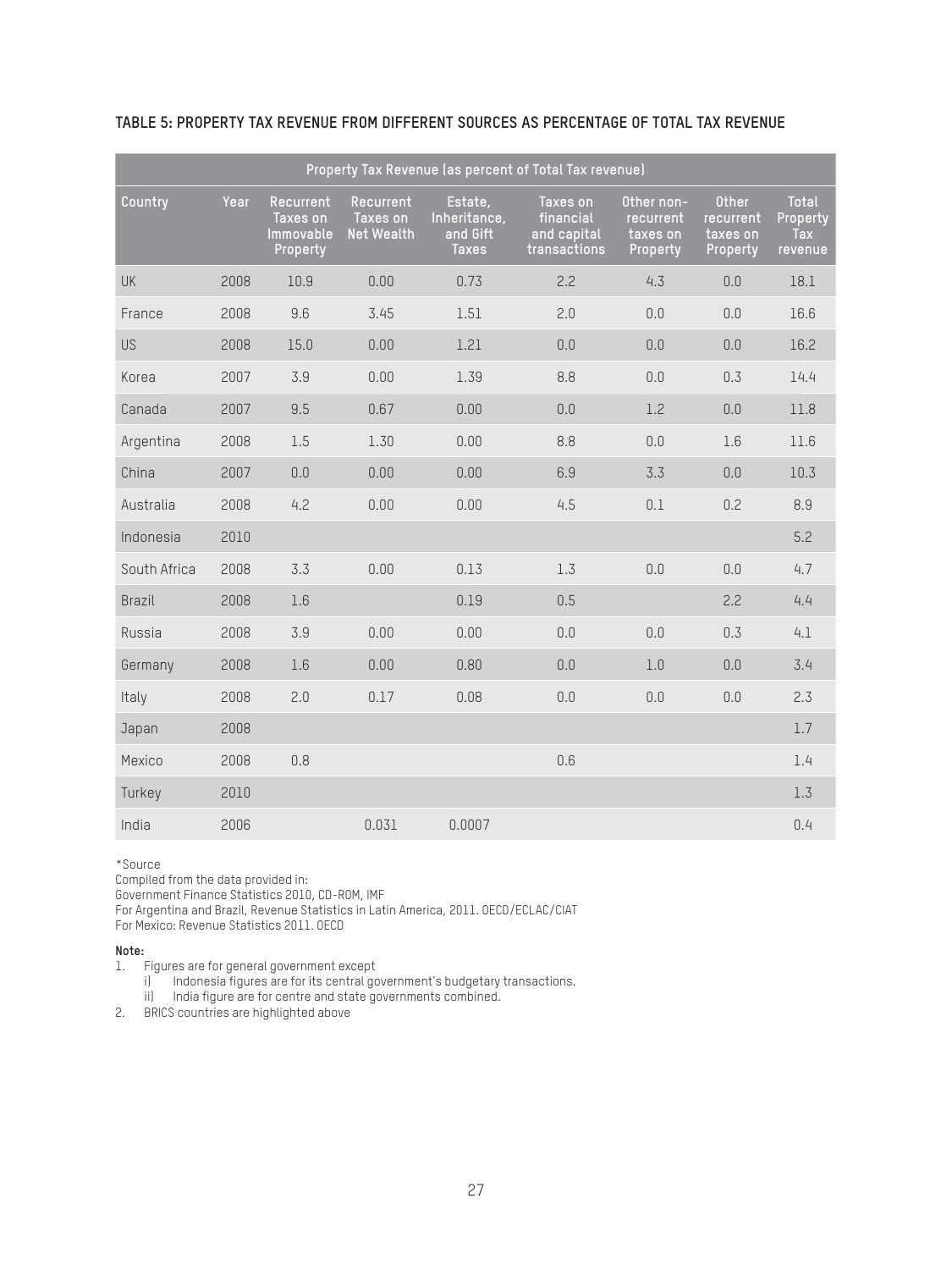**TABLE 5: PROPERTY TAX REVENUE FROM DIFFERENT SOURCES AS PERCENTAGE OF TOTAL TAX REVENUE**

| Property Tax Revenue (as percent of Total Tax revenue) | | | | | | | | |
|---|---|---|---|---|---|---|---|---|
| Country | Year | Recurrent Taxes on Immovable Property | Recurrent Taxes on Net Wealth | Estate, Inheritance, and Gift Taxes | Taxes on financial and capital transactions | Other non-recurrent taxes on Property | Other recurrent taxes on Property | Total Property Tax revenue |
| UK | 2008 | 10.9 | 0.00 | 0.73 | 2.2 | 4.3 | 0.0 | 18.1 |
| France | 2008 | 9.6 | 3.45 | 1.51 | 2.0 | 0.0 | 0.0 | 16.6 |
| US | 2008 | 15.0 | 0.00 | 1.21 | 0.0 | 0.0 | 0.0 | 16.2 |
| Korea | 2007 | 3.9 | 0.00 | 1.39 | 8.8 | 0.0 | 0.3 | 14.4 |
| Canada | 2007 | 9.5 | 0.67 | 0.00 | 0.0 | 1.2 | 0.0 | 11.8 |
| Argentina | 2008 | 1.5 | 1.30 | 0.00 | 8.8 | 0.0 | 1.6 | 11.6 |
| China | 2007 | 0.0 | 0.00 | 0.00 | 6.9 | 3.3 | 0.0 | 10.3 |
| Australia | 2008 | 4.2 | 0.00 | 0.00 | 4.5 | 0.1 | 0.2 | 8.9 |
| Indonesia | 2010 | | | | | | | 5.2 |
| South Africa | 2008 | 3.3 | 0.00 | 0.13 | 1.3 | 0.0 | 0.0 | 4.7 |
| Brazil | 2008 | 1.6 | | 0.19 | 0.5 | | 2.2 | 4.4 |
| Russia | 2008 | 3.9 | 0.00 | 0.00 | 0.0 | 0.0 | 0.3 | 4.1 |
| Germany | 2008 | 1.6 | 0.00 | 0.80 | 0.0 | 1.0 | 0.0 | 3.4 |
| Italy | 2008 | 2.0 | 0.17 | 0.08 | 0.0 | 0.0 | 0.0 | 2.3 |
| Japan | 2008 | | | | | | | 1.7 |
| Mexico | 2008 | 0.8 | | | 0.6 | | | 1.4 |
| Turkey | 2010 | | | | | | | 1.3 |
| India | 2006 | | 0.031 | 0.0007 | | | | 0.4 |

*Source

Compiled from the data provided in:

Government Finance Statistics 2010, CD-ROM, IMF

For Argentina and Brazil, Revenue Statistics in Latin America, 2011. OECD/ECLAC/CIAT

For Mexico: Revenue Statistics 2011. OECD

**Note:**

1. Figures are for general government except
   i) Indonesia figures are for its central government's budgetary transactions.
   ii) India figure are for centre and state governments combined.
2. BRICS countries are highlighted above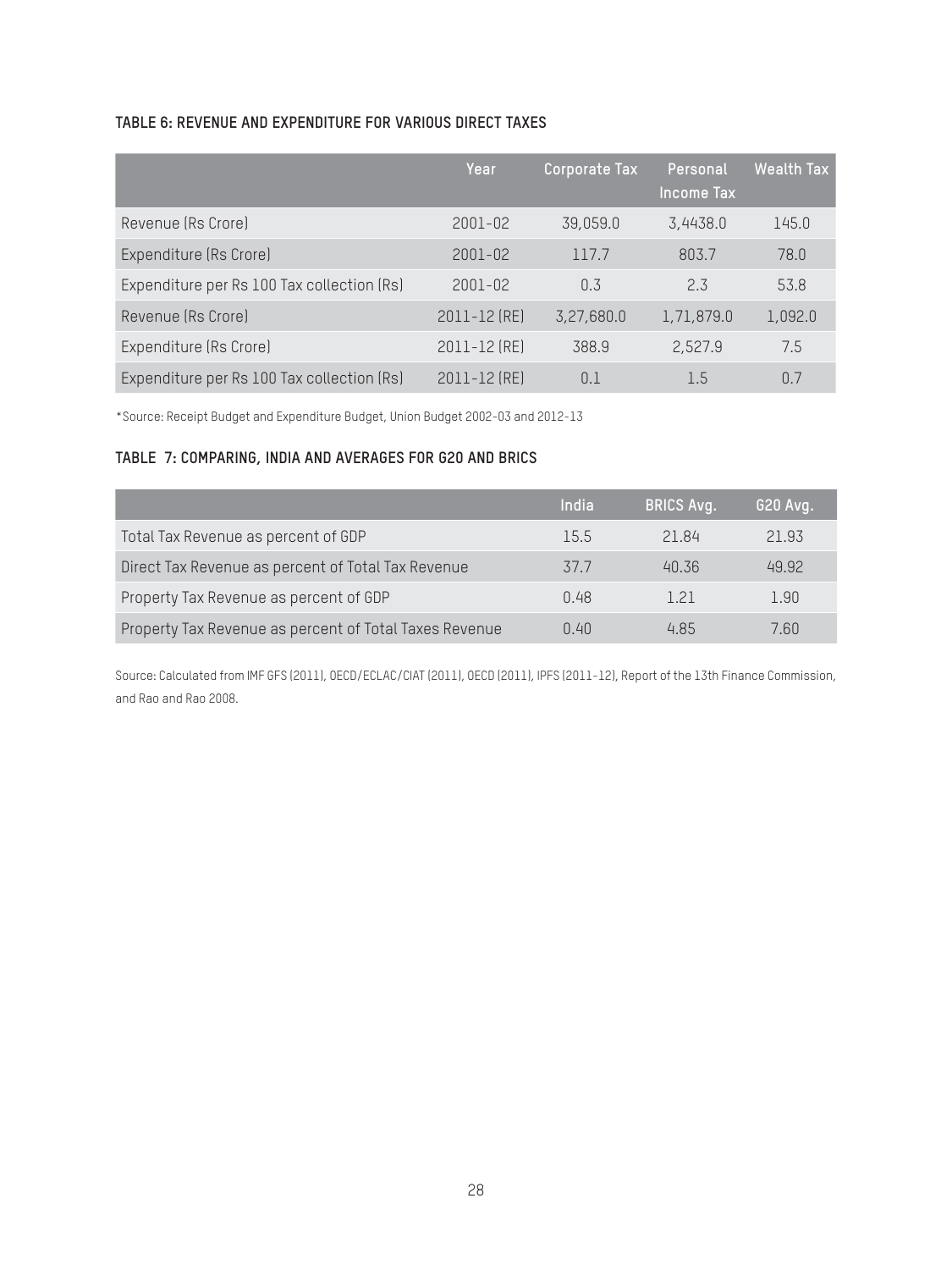#### TABLE 6: REVENUE AND EXPENDITURE FOR VARIOUS DIRECT TAXES

| | Year | Corporate Tax | Personal Income Tax | Wealth Tax |
|---|---|---|---|---|
| Revenue (Rs Crore) | 2001-02 | 39,059.0 | 3,4438.0 | 145.0 |
| Expenditure (Rs Crore) | 2001-02 | 117.7 | 803.7 | 78.0 |
| Expenditure per Rs 100 Tax collection (Rs) | 2001-02 | 0.3 | 2.3 | 53.8 |
| Revenue (Rs Crore) | 2011-12 (RE) | 3,27,680.0 | 1,71,879.0 | 1,092.0 |
| Expenditure (Rs Crore) | 2011-12 (RE) | 388.9 | 2,527.9 | 7.5 |
| Expenditure per Rs 100 Tax collection (Rs) | 2011-12 (RE) | 0.1 | 1.5 | 0.7 |

*Source: Receipt Budget and Expenditure Budget, Union Budget 2002-03 and 2012-13

#### TABLE 7: COMPARING, INDIA AND AVERAGES FOR G20 AND BRICS

| | India | BRICS Avg. | G20 Avg. |
|---|---|---|---|
| Total Tax Revenue as percent of GDP | 15.5 | 21.84 | 21.93 |
| Direct Tax Revenue as percent of Total Tax Revenue | 37.7 | 40.36 | 49.92 |
| Property Tax Revenue as percent of GDP | 0.48 | 1.21 | 1.90 |
| Property Tax Revenue as percent of Total Taxes Revenue | 0.40 | 4.85 | 7.60 |

Source: Calculated from IMF GFS (2011), OECD/ECLAC/CIAT (2011), OECD (2011), IPFS (2011-12), Report of the 13th Finance Commission, and Rao and Rao 2008.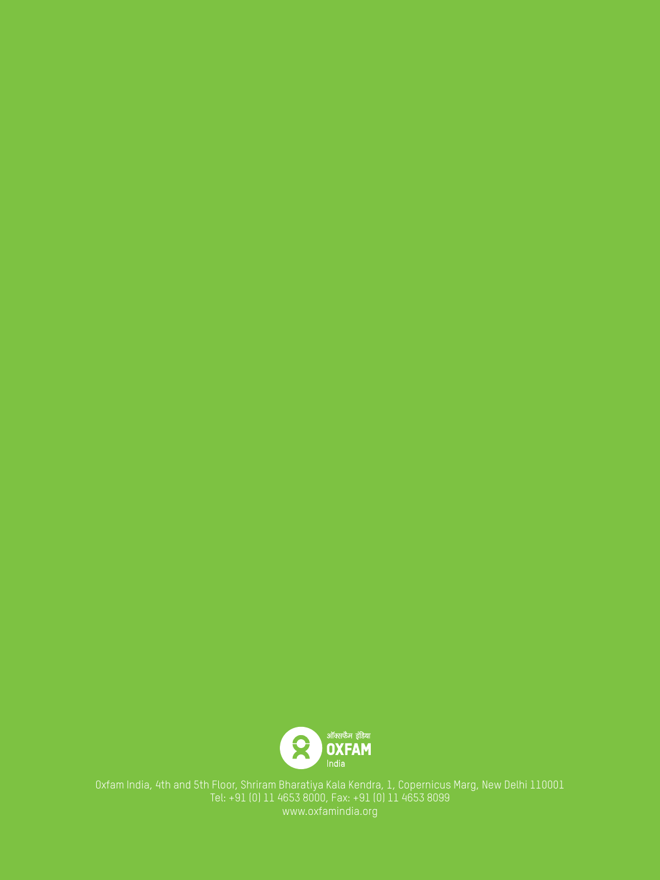ऑक्सफैम इंडिया
OXFAM
India

Oxfam India, 4th and 5th Floor, Shriram Bharatiya Kala Kendra, 1, Copernicus Marg, New Delhi 110001
Tel: +91 (0) 11 4653 8000, Fax: +91 (0) 11 4653 8099
www.oxfamindia.org